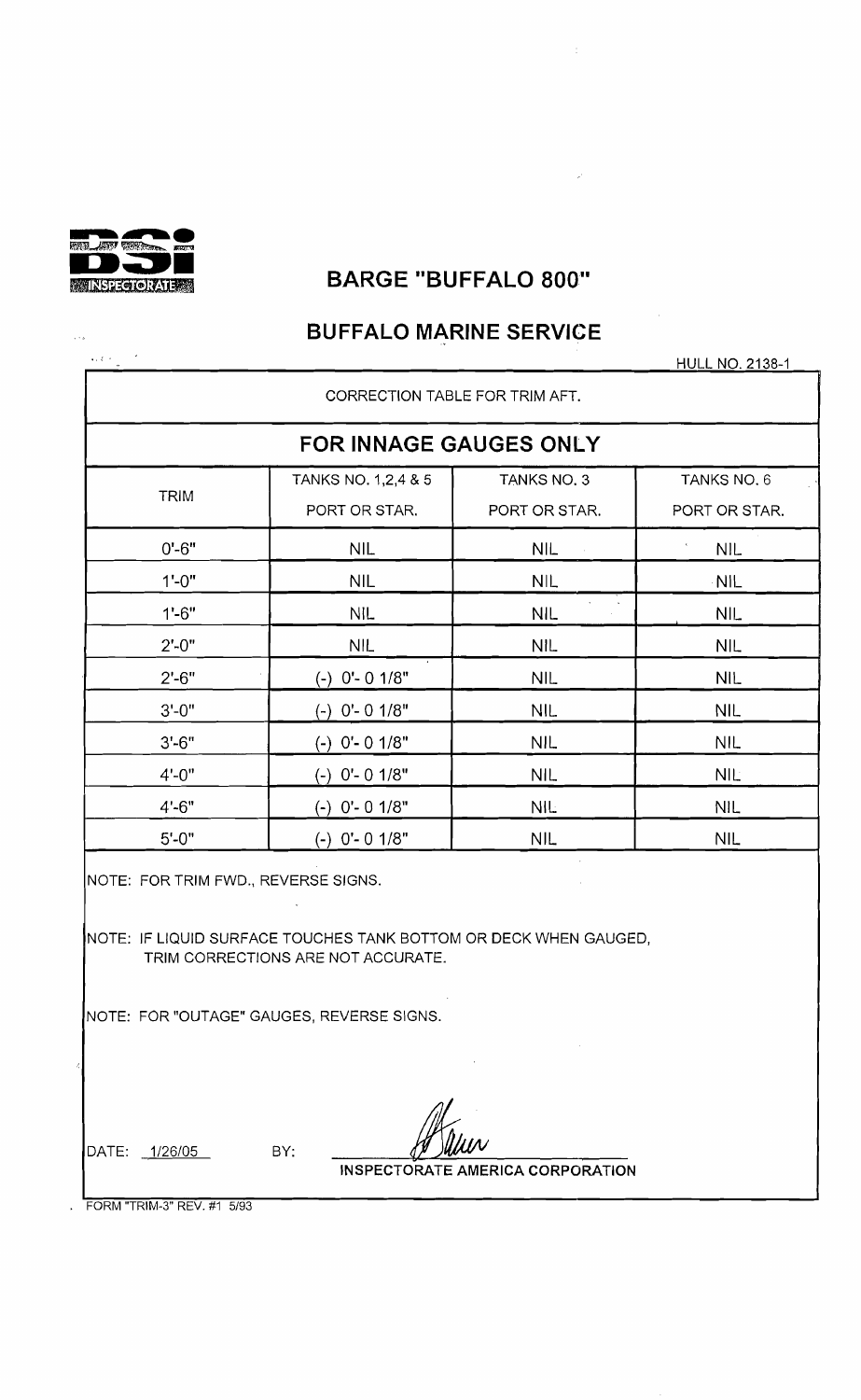# BARGE "BUFFALO 800"

## BUFFALO MARINE SERVICE

HULL NO. 2138-1

CORRECTION TABLE FOR TRIM AFT.

### FOR INNAGE GAUGES ONLY

| TRIM | TANKS NO. 1,2,4 & 5 PORT OR STAR. | TANKS NO. 3 PORT OR STAR. | TANKS NO. 6 PORT OR STAR. |
|---|---|---|---|
| 0'-6" | NIL | NIL | NIL |
| 1'-0" | NIL | NIL | NIL |
| 1'-6" | NIL | NIL | NIL |
| 2'-0" | NIL | NIL | NIL |
| 2'-6" | (-) 0'- 0 1/8" | NIL | NIL |
| 3'-0" | (-) 0'- 0 1/8" | NIL | NIL |
| 3'-6" | (-) 0'- 0 1/8" | NIL | NIL |
| 4'-0" | (-) 0'- 0 1/8" | NIL | NIL |
| 4'-6" | (-) 0'- 0 1/8" | NIL | NIL |
| 5'-0" | (-) 0'- 0 1/8" | NIL | NIL |

NOTE: FOR TRIM FWD., REVERSE SIGNS.

NOTE: IF LIQUID SURFACE TOUCHES TANK BOTTOM OR DECK WHEN GAUGED, TRIM CORRECTIONS ARE NOT ACCURATE.

NOTE: FOR "OUTAGE" GAUGES, REVERSE SIGNS.

DATE: 1/26/05 BY: INSPECTORATE AMERICA CORPORATION

FORM "TRIM-3" REV. #1 5/93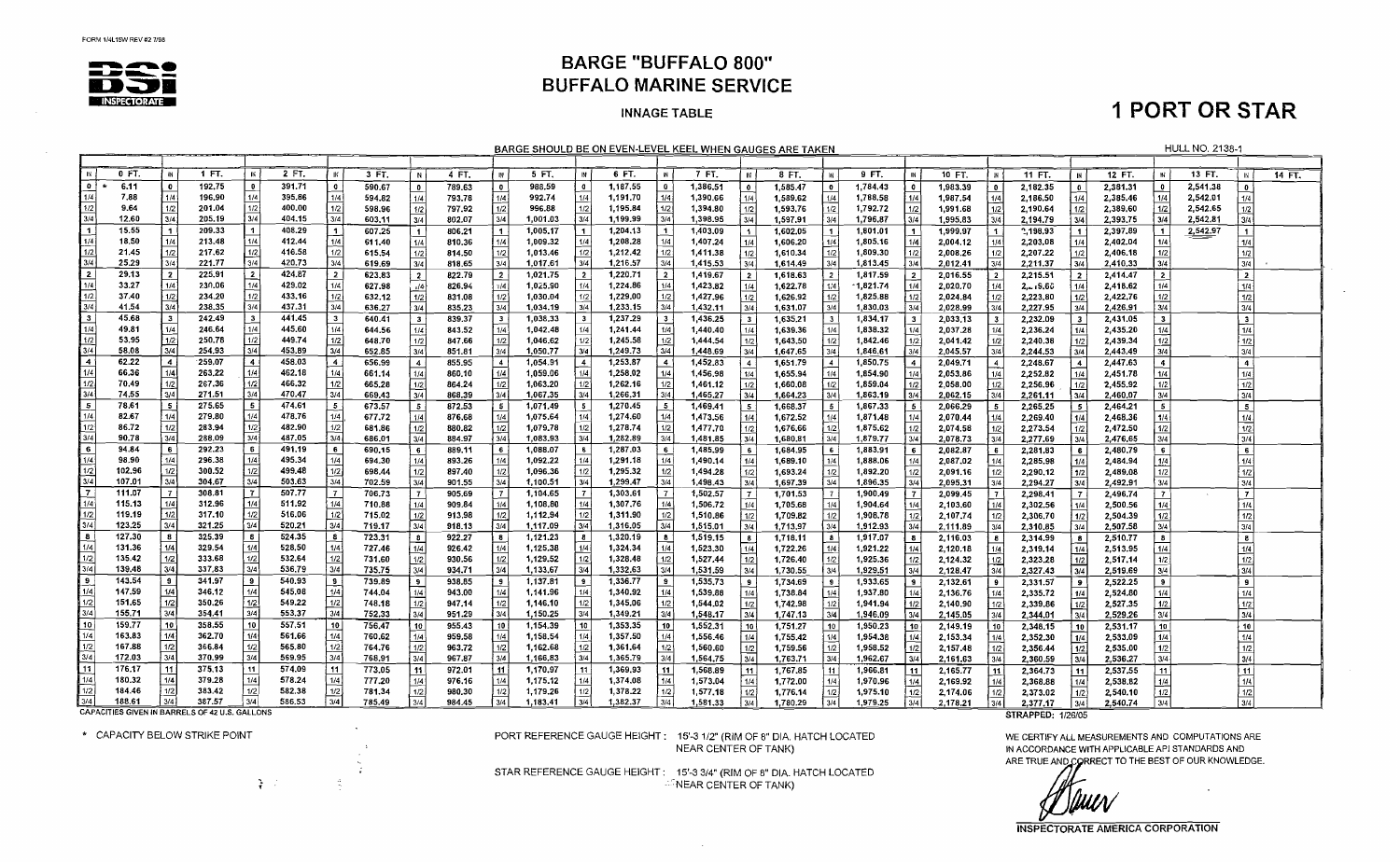FORM 1/4L15W REV #2 7/98

BSI INSPECTORATE

# BARGE "BUFFALO 800"
# BUFFALO MARINE SERVICE

INNAGE TABLE

# 1 PORT OR STAR

BARGE SHOULD BE ON EVEN-LEVEL KEEL WHEN GAUGES ARE TAKEN

HULL NO. 2138-1

| IN | 0 FT. | IN | 1 FT. | IN | 2 FT. | IN | 3 FT. | IN | 4 FT. | IN | 5 FT. | IN | 6 FT. | IN | 7 FT. | IN | 8 FT. | IN | 9 FT. | IN | 10 FT. | IN | 11 FT. | IN | 12 FT. | IN | 13 FT. | IN | 14 FT. |
|---|---|---|---|---|---|---|---|---|---|---|---|---|---|---|---|---|---|---|---|---|---|---|---|---|---|---|---|---|---|
| 0 | * 6.11 | 0 | 192.75 | 0 | 391.71 | 0 | 590.67 | 0 | 789.63 | 0 | 988.59 | 0 | 1,187.55 | 0 | 1,386.51 | 0 | 1,585.47 | 0 | 1,784.43 | 0 | 1,983.39 | 0 | 2,182.35 | 0 | 2,381.31 | 0 | 2,541.38 | 0 | |
| 1/4 | 7.88 | 1/4 | 196.90 | 1/4 | 395.86 | 1/4 | 594.82 | 1/4 | 793.78 | 1/4 | 992.74 | 1/4 | 1,191.70 | 1/4 | 1,390.66 | 1/4 | 1,589.62 | 1/4 | 1,788.58 | 1/4 | 1,987.54 | 1/4 | 2,186.50 | 1/4 | 2,385.46 | 1/4 | 2,542.01 | 1/4 | |
| 1/2 | 9.64 | 1/2 | 201.04 | 1/2 | 400.00 | 1/2 | 598.96 | 1/2 | 797.92 | 1/2 | 996.88 | 1/2 | 1,195.84 | 1/2 | 1,394.80 | 1/2 | 1,593.76 | 1/2 | 1,792.72 | 1/2 | 1,991.68 | 1/2 | 2,190.64 | 1/2 | 2,389.60 | 1/2 | 2,542.65 | 1/2 | |
| 3/4 | 12.60 | 3/4 | 205.19 | 3/4 | 404.15 | 3/4 | 603.11 | 3/4 | 802.07 | 3/4 | 1,001.03 | 3/4 | 1,199.99 | 3/4 | 1,398.95 | 3/4 | 1,597.91 | 3/4 | 1,796.87 | 3/4 | 1,995.83 | 3/4 | 2,194.79 | 3/4 | 2,393.75 | 3/4 | 2,542.81 | 3/4 | |
| 1 | 15.55 | 1 | 209.33 | 1 | 408.29 | 1 | 607.25 | 1 | 806.21 | 1 | 1,005.17 | 1 | 1,204.13 | 1 | 1,403.09 | 1 | 1,602.05 | 1 | 1,801.01 | 1 | 1,999.97 | 1 | 2,198.93 | 1 | 2,397.89 | 1 | 2,542.97 | 1 | |
| 1/4 | 18.50 | 1/4 | 213.48 | 1/4 | 412.44 | 1/4 | 611.40 | 1/4 | 810.36 | 1/4 | 1,009.32 | 1/4 | 1,208.28 | 1/4 | 1,407.24 | 1/4 | 1,606.20 | 1/4 | 1,805.16 | 1/4 | 2,004.12 | 1/4 | 2,203.08 | 1/4 | 2,402.04 | 1/4 | | 1/4 | |
| 1/2 | 21.45 | 1/2 | 217.62 | 1/2 | 416.58 | 1/2 | 615.54 | 1/2 | 814.50 | 1/2 | 1,013.46 | 1/2 | 1,212.42 | 1/2 | 1,411.38 | 1/2 | 1,610.34 | 1/2 | 1,809.30 | 1/2 | 2,008.26 | 1/2 | 2,207.22 | 1/2 | 2,406.18 | 1/2 | | 1/2 | |
| 3/4 | 25.29 | 3/4 | 221.77 | 3/4 | 420.73 | 3/4 | 619.69 | 3/4 | 818.65 | 3/4 | 1,017.61 | 3/4 | 1,216.57 | 3/4 | 1,415.53 | 3/4 | 1,614.49 | 3/4 | 1,813.45 | 3/4 | 2,012.41 | 3/4 | 2,211.37 | 3/4 | 2,410.33 | 3/4 | | 3/4 | |
| 2 | 29.13 | 2 | 225.91 | 2 | 424.87 | 2 | 623.83 | 2 | 822.79 | 2 | 1,021.75 | 2 | 1,220.71 | 2 | 1,419.67 | 2 | 1,618.63 | 2 | 1,817.59 | 2 | 2,016.55 | 2 | 2,215.51 | 2 | 2,414.47 | 2 | | 2 | |
| 1/4 | 33.27 | 1/4 | 230.06 | 1/4 | 429.02 | 1/4 | 627.98 | 1/4 | 826.94 | 1/4 | 1,025.90 | 1/4 | 1,224.86 | 1/4 | 1,423.82 | 1/4 | 1,622.78 | 1/4 | 1,821.74 | 1/4 | 2,020.70 | 1/4 | 2,219.66 | 1/4 | 2,418.62 | 1/4 | | 1/4 | |
| 1/2 | 37.40 | 1/2 | 234.20 | 1/2 | 433.16 | 1/2 | 632.12 | 1/2 | 831.08 | 1/2 | 1,030.04 | 1/2 | 1,229.00 | 1/2 | 1,427.96 | 1/2 | 1,626.92 | 1/2 | 1,825.88 | 1/2 | 2,024.84 | 1/2 | 2,223.80 | 1/2 | 2,422.76 | 1/2 | | 1/2 | |
| 3/4 | 41.54 | 3/4 | 238.35 | 3/4 | 437.31 | 3/4 | 636.27 | 3/4 | 835.23 | 3/4 | 1,034.19 | 3/4 | 1,233.15 | 3/4 | 1,432.11 | 3/4 | 1,631.07 | 3/4 | 1,830.03 | 3/4 | 2,028.99 | 3/4 | 2,227.95 | 3/4 | 2,426.91 | 3/4 | | 3/4 | |
| 3 | 45.68 | 3 | 242.49 | 3 | 441.45 | 3 | 640.41 | 3 | 839.37 | 3 | 1,038.33 | 3 | 1,237.29 | 3 | 1,436.25 | 3 | 1,635.21 | 3 | 1,834.17 | 3 | 2,033.13 | 3 | 2,232.09 | 3 | 2,431.05 | 3 | | 3 | |
| 1/4 | 49.81 | 1/4 | 246.64 | 1/4 | 445.60 | 1/4 | 644.56 | 1/4 | 843.52 | 1/4 | 1,042.48 | 1/4 | 1,241.44 | 1/4 | 1,440.40 | 1/4 | 1,639.36 | 1/4 | 1,838.32 | 1/4 | 2,037.28 | 1/4 | 2,236.24 | 1/4 | 2,435.20 | 1/4 | | 1/4 | |
| 1/2 | 53.95 | 1/2 | 250.78 | 1/2 | 449.74 | 1/2 | 648.70 | 1/2 | 847.66 | 1/2 | 1,046.62 | 1/2 | 1,245.58 | 1/2 | 1,444.54 | 1/2 | 1,643.50 | 1/2 | 1,842.46 | 1/2 | 2,041.42 | 1/2 | 2,240.38 | 1/2 | 2,439.34 | 1/2 | | 1/2 | |
| 3/4 | 58.08 | 3/4 | 254.93 | 3/4 | 453.89 | 3/4 | 652.85 | 3/4 | 851.81 | 3/4 | 1,050.77 | 3/4 | 1,249.73 | 3/4 | 1,448.69 | 3/4 | 1,647.65 | 3/4 | 1,846.61 | 3/4 | 2,045.57 | 3/4 | 2,244.53 | 3/4 | 2,443.49 | 3/4 | | 3/4 | |
| 4 | 62.22 | 4 | 259.07 | 4 | 458.03 | 4 | 656.99 | 4 | 855.95 | 4 | 1,054.91 | 4 | 1,253.87 | 4 | 1,452.83 | 4 | 1,651.79 | 4 | 1,850.75 | 4 | 2,049.71 | 4 | 2,248.67 | 4 | 2,447.63 | 4 | | 4 | |
| 1/4 | 66.36 | 1/4 | 263.22 | 1/4 | 462.18 | 1/4 | 661.14 | 1/4 | 860.10 | 1/4 | 1,059.06 | 1/4 | 1,258.02 | 1/4 | 1,456.98 | 1/4 | 1,655.94 | 1/4 | 1,854.90 | 1/4 | 2,053.86 | 1/4 | 2,252.82 | 1/4 | 2,451.78 | 1/4 | | 1/4 | |
| 1/2 | 70.49 | 1/2 | 267.36 | 1/2 | 466.32 | 1/2 | 665.28 | 1/2 | 864.24 | 1/2 | 1,063.20 | 1/2 | 1,262.16 | 1/2 | 1,461.12 | 1/2 | 1,660.08 | 1/2 | 1,859.04 | 1/2 | 2,058.00 | 1/2 | 2,256.96 | 1/2 | 2,455.92 | 1/2 | | 1/2 | |
| 3/4 | 74.55 | 3/4 | 271.51 | 3/4 | 470.47 | 3/4 | 669.43 | 3/4 | 868.39 | 3/4 | 1,067.35 | 3/4 | 1,266.31 | 3/4 | 1,465.27 | 3/4 | 1,664.23 | 3/4 | 1,863.19 | 3/4 | 2,062.15 | 3/4 | 2,261.11 | 3/4 | 2,460.07 | 3/4 | | 3/4 | |
| 5 | 78.61 | 5 | 275.65 | 5 | 474.61 | 5 | 673.57 | 5 | 872.53 | 5 | 1,071.49 | 5 | 1,270.45 | 5 | 1,469.41 | 5 | 1,668.37 | 5 | 1,867.33 | 5 | 2,066.29 | 5 | 2,265.25 | 5 | 2,464.21 | 5 | | 5 | |
| 1/4 | 82.67 | 1/4 | 279.80 | 1/4 | 478.76 | 1/4 | 677.72 | 1/4 | 876.68 | 1/4 | 1,075.64 | 1/4 | 1,274.60 | 1/4 | 1,473.56 | 1/4 | 1,672.52 | 1/4 | 1,871.48 | 1/4 | 2,070.44 | 1/4 | 2,269.40 | 1/4 | 2,468.36 | 1/4 | | 1/4 | |
| 1/2 | 86.72 | 1/2 | 283.94 | 1/2 | 482.90 | 1/2 | 681.86 | 1/2 | 880.82 | 1/2 | 1,079.78 | 1/2 | 1,278.74 | 1/2 | 1,477.70 | 1/2 | 1,676.66 | 1/2 | 1,875.62 | 1/2 | 2,074.58 | 1/2 | 2,273.54 | 1/2 | 2,472.50 | 1/2 | | 1/2 | |
| 3/4 | 90.78 | 3/4 | 288.09 | 3/4 | 487.05 | 3/4 | 686.01 | 3/4 | 884.97 | 3/4 | 1,083.93 | 3/4 | 1,282.89 | 3/4 | 1,481.85 | 3/4 | 1,680.81 | 3/4 | 1,879.77 | 3/4 | 2,078.73 | 3/4 | 2,277.69 | 3/4 | 2,476.65 | 3/4 | | 3/4 | |
| 6 | 94.84 | 6 | 292.23 | 6 | 491.19 | 6 | 690.15 | 6 | 889.11 | 6 | 1,088.07 | 6 | 1,287.03 | 6 | 1,485.99 | 6 | 1,684.95 | 6 | 1,883.91 | 6 | 2,082.87 | 6 | 2,281.83 | 6 | 2,480.79 | 6 | | 6 | |
| 1/4 | 98.90 | 1/4 | 296.38 | 1/4 | 495.34 | 1/4 | 694.30 | 1/4 | 893.26 | 1/4 | 1,092.22 | 1/4 | 1,291.18 | 1/4 | 1,490.14 | 1/4 | 1,689.10 | 1/4 | 1,888.06 | 1/4 | 2,087.02 | 1/4 | 2,285.98 | 1/4 | 2,484.94 | 1/4 | | 1/4 | |
| 1/2 | 102.96 | 1/2 | 300.52 | 1/2 | 499.48 | 1/2 | 698.44 | 1/2 | 897.40 | 1/2 | 1,096.36 | 1/2 | 1,295.32 | 1/2 | 1,494.28 | 1/2 | 1,693.24 | 1/2 | 1,892.20 | 1/2 | 2,091.16 | 1/2 | 2,290.12 | 1/2 | 2,489.08 | 1/2 | | 1/2 | |
| 3/4 | 107.01 | 3/4 | 304.67 | 3/4 | 503.63 | 3/4 | 702.59 | 3/4 | 901.55 | 3/4 | 1,100.51 | 3/4 | 1,299.47 | 3/4 | 1,498.43 | 3/4 | 1,697.39 | 3/4 | 1,896.35 | 3/4 | 2,095.31 | 3/4 | 2,294.27 | 3/4 | 2,492.91 | 3/4 | | 3/4 | |
| 7 | 111.07 | 7 | 308.81 | 7 | 507.77 | 7 | 706.73 | 7 | 905.69 | 7 | 1,104.65 | 7 | 1,303.61 | 7 | 1,502.57 | 7 | 1,701.53 | 7 | 1,900.49 | 7 | 2,099.45 | 7 | 2,298.41 | 7 | 2,496.74 | 7 | | 7 | |
| 1/4 | 115.13 | 1/4 | 312.96 | 1/4 | 511.92 | 1/4 | 710.88 | 1/4 | 909.84 | 1/4 | 1,108.80 | 1/4 | 1,307.76 | 1/4 | 1,506.72 | 1/4 | 1,705.68 | 1/4 | 1,904.64 | 1/4 | 2,103.60 | 1/4 | 2,302.56 | 1/4 | 2,500.56 | 1/4 | | 1/4 | |
| 1/2 | 119.19 | 1/2 | 317.10 | 1/2 | 516.06 | 1/2 | 715.02 | 1/2 | 913.98 | 1/2 | 1,112.94 | 1/2 | 1,311.90 | 1/2 | 1,510.86 | 1/2 | 1,709.82 | 1/2 | 1,908.78 | 1/2 | 2,107.74 | 1/2 | 2,306.70 | 1/2 | 2,504.39 | 1/2 | | 1/2 | |
| 3/4 | 123.25 | 3/4 | 321.25 | 3/4 | 520.21 | 3/4 | 719.17 | 3/4 | 918.13 | 3/4 | 1,117.09 | 3/4 | 1,316.05 | 3/4 | 1,515.01 | 3/4 | 1,713.97 | 3/4 | 1,912.93 | 3/4 | 2,111.89 | 3/4 | 2,310.85 | 3/4 | 2,507.58 | 3/4 | | 3/4 | |
| 8 | 127.30 | 8 | 325.39 | 8 | 524.35 | 8 | 723.31 | 8 | 922.27 | 8 | 1,121.23 | 8 | 1,320.19 | 8 | 1,519.15 | 8 | 1,718.11 | 8 | 1,917.07 | 8 | 2,116.03 | 8 | 2,314.99 | 8 | 2,510.77 | 8 | | 8 | |
| 1/4 | 131.36 | 1/4 | 329.54 | 1/4 | 528.50 | 1/4 | 727.46 | 1/4 | 926.42 | 1/4 | 1,125.38 | 1/4 | 1,324.34 | 1/4 | 1,523.30 | 1/4 | 1,722.26 | 1/4 | 1,921.22 | 1/4 | 2,120.18 | 1/4 | 2,319.14 | 1/4 | 2,513.95 | 1/4 | | 1/4 | |
| 1/2 | 135.42 | 1/2 | 333.68 | 1/2 | 532.64 | 1/2 | 731.60 | 1/2 | 930.56 | 1/2 | 1,129.52 | 1/2 | 1,328.48 | 1/2 | 1,527.44 | 1/2 | 1,726.40 | 1/2 | 1,925.36 | 1/2 | 2,124.32 | 1/2 | 2,323.28 | 1/2 | 2,517.14 | 1/2 | | 1/2 | |
| 3/4 | 139.48 | 3/4 | 337.83 | 3/4 | 536.79 | 3/4 | 735.75 | 3/4 | 934.71 | 3/4 | 1,133.67 | 3/4 | 1,332.63 | 3/4 | 1,531.59 | 3/4 | 1,730.55 | 3/4 | 1,929.51 | 3/4 | 2,128.47 | 3/4 | 2,327.43 | 3/4 | 2,519.69 | 3/4 | | 3/4 | |
| 9 | 143.54 | 9 | 341.97 | 9 | 540.93 | 9 | 739.89 | 9 | 938.85 | 9 | 1,137.81 | 9 | 1,336.77 | 9 | 1,535.73 | 9 | 1,734.69 | 9 | 1,933.65 | 9 | 2,132.61 | 9 | 2,331.57 | 9 | 2,522.25 | 9 | | 9 | |
| 1/4 | 147.59 | 1/4 | 346.12 | 1/4 | 545.08 | 1/4 | 744.04 | 1/4 | 943.00 | 1/4 | 1,141.96 | 1/4 | 1,340.92 | 1/4 | 1,539.88 | 1/4 | 1,738.84 | 1/4 | 1,937.80 | 1/4 | 2,136.76 | 1/4 | 2,335.72 | 1/4 | 2,524.80 | 1/4 | | 1/4 | |
| 1/2 | 151.65 | 1/2 | 350.26 | 1/2 | 549.22 | 1/2 | 748.18 | 1/2 | 947.14 | 1/2 | 1,146.10 | 1/2 | 1,345.06 | 1/2 | 1,544.02 | 1/2 | 1,742.98 | 1/2 | 1,941.94 | 1/2 | 2,140.90 | 1/2 | 2,339.86 | 1/2 | 2,527.35 | 1/2 | | 1/2 | |
| 3/4 | 155.71 | 3/4 | 354.41 | 3/4 | 553.37 | 3/4 | 752.33 | 3/4 | 951.29 | 3/4 | 1,150.25 | 3/4 | 1,349.21 | 3/4 | 1,548.17 | 3/4 | 1,747.13 | 3/4 | 1,946.09 | 3/4 | 2,145.05 | 3/4 | 2,344.01 | 3/4 | 2,529.26 | 3/4 | | 3/4 | |
| 10 | 159.77 | 10 | 358.55 | 10 | 557.51 | 10 | 756.47 | 10 | 955.43 | 10 | 1,154.39 | 10 | 1,353.35 | 10 | 1,552.31 | 10 | 1,751.27 | 10 | 1,950.23 | 10 | 2,149.19 | 10 | 2,348.15 | 10 | 2,531.17 | 10 | | 10 | |
| 1/4 | 163.83 | 1/4 | 362.70 | 1/4 | 561.66 | 1/4 | 760.62 | 1/4 | 959.58 | 1/4 | 1,158.54 | 1/4 | 1,357.50 | 1/4 | 1,556.46 | 1/4 | 1,755.42 | 1/4 | 1,954.38 | 1/4 | 2,153.34 | 1/4 | 2,352.30 | 1/4 | 2,533.09 | 1/4 | | 1/4 | |
| 1/2 | 167.88 | 1/2 | 366.84 | 1/2 | 565.80 | 1/2 | 764.76 | 1/2 | 963.72 | 1/2 | 1,162.68 | 1/2 | 1,361.64 | 1/2 | 1,560.60 | 1/2 | 1,759.56 | 1/2 | 1,958.52 | 1/2 | 2,157.48 | 1/2 | 2,356.44 | 1/2 | 2,535.00 | 1/2 | | 1/2 | |
| 3/4 | 172.03 | 3/4 | 370.99 | 3/4 | 569.95 | 3/4 | 768.91 | 3/4 | 967.87 | 3/4 | 1,166.83 | 3/4 | 1,365.79 | 3/4 | 1,564.75 | 3/4 | 1,763.71 | 3/4 | 1,962.67 | 3/4 | 2,161.63 | 3/4 | 2,360.59 | 3/4 | 2,536.27 | 3/4 | | 3/4 | |
| 11 | 176.17 | 11 | 375.13 | 11 | 574.09 | 11 | 773.05 | 11 | 972.01 | 11 | 1,170.97 | 11 | 1,369.93 | 11 | 1,568.89 | 11 | 1,767.85 | 11 | 1,966.81 | 11 | 2,165.77 | 11 | 2,364.73 | 11 | 2,537.55 | 11 | | 11 | |
| 1/4 | 180.32 | 1/4 | 379.28 | 1/4 | 578.24 | 1/4 | 777.20 | 1/4 | 976.16 | 1/4 | 1,175.12 | 1/4 | 1,374.08 | 1/4 | 1,573.04 | 1/4 | 1,772.00 | 1/4 | 1,970.96 | 1/4 | 2,169.92 | 1/4 | 2,368.88 | 1/4 | 2,538.82 | 1/4 | | 1/4 | |
| 1/2 | 184.46 | 1/2 | 383.42 | 1/2 | 582.38 | 1/2 | 781.34 | 1/2 | 980.30 | 1/2 | 1,179.26 | 1/2 | 1,378.22 | 1/2 | 1,577.18 | 1/2 | 1,776.14 | 1/2 | 1,975.10 | 1/2 | 2,174.06 | 1/2 | 2,373.02 | 1/2 | 2,540.10 | 1/2 | | 1/2 | |
| 3/4 | 188.61 | 3/4 | 387.57 | 3/4 | 586.53 | 3/4 | 785.49 | 3/4 | 984.45 | 3/4 | 1,183.41 | 3/4 | 1,382.37 | 3/4 | 1,581.33 | 3/4 | 1,780.29 | 3/4 | 1,979.25 | 3/4 | 2,178.21 | 3/4 | 2,377.17 | 3/4 | 2,540.74 | 3/4 | | 3/4 | |

CAPACITIES GIVEN IN BARRELS OF 42 U.S. GALLONS

STRAPPED: 1/26/05

\* CAPACITY BELOW STRIKE POINT

PORT REFERENCE GAUGE HEIGHT: 15'-3 1/2" (RIM OF 8" DIA. HATCH LOCATED NEAR CENTER OF TANK)

STAR REFERENCE GAUGE HEIGHT: 15'-3 3/4" (RIM OF 8" DIA. HATCH LOCATED NEAR CENTER OF TANK)

WE CERTIFY ALL MEASUREMENTS AND COMPUTATIONS ARE IN ACCORDANCE WITH APPLICABLE API STANDARDS AND ARE TRUE AND CORRECT TO THE BEST OF OUR KNOWLEDGE.

INSPECTORATE AMERICA CORPORATION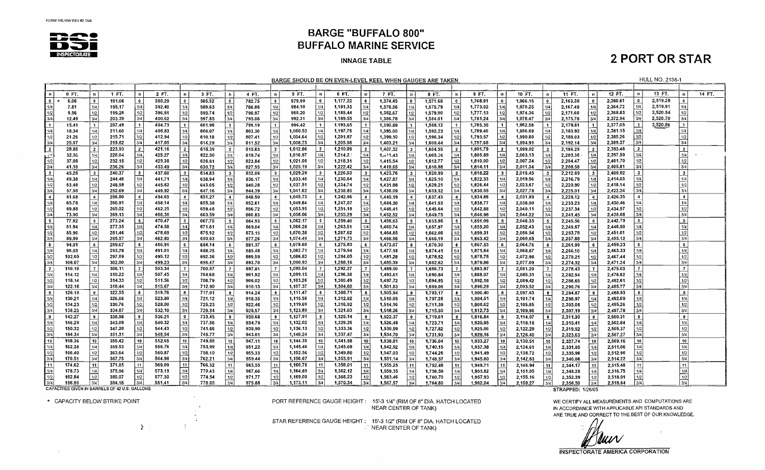FORM 1/4L15W REV #2 7/98

BSI INSPECTORATE

# BARGE "BUFFALO 800"

## BUFFALO MARINE SERVICE

### INNAGE TABLE

## 2 PORT OR STAR

BARGE SHOULD BE ON EVEN-LEVEL KEEL WHEN GAUGES ARE TAKEN

HULL NO. 2138-1

| IN | 0 FT. | 1 FT. | 2 FT. | 3 FT. | 4 FT. | 5 FT. | 6 FT. | 7 FT. | 8 FT. | 9 FT. | 10 FT. | 11 FT. | 12 FT. | 13 FT. | 14 FT. |
|---|---|---|---|---|---|---|---|---|---|---|---|---|---|---|---|
| 0 | * 6.06 | 191.06 | 388.29 | 585.52 | 782.75 | 979.99 | 1,177.22 | 1,374.45 | 1,571.68 | 1,768.91 | 1,966.15 | 2,163.38 | 2,360.61 | 2,519.28 | |
| 1/4 | 7.81 | 195.17 | 392.40 | 589.63 | 786.86 | 984.10 | 1,181.33 | 1,378.56 | 1,575.79 | 1,773.02 | 1,970.25 | 2,167.49 | 2,364.72 | 2,519.91 | |
| 1/2 | 9.56 | 199.28 | 396.51 | 593.74 | 790.97 | 988.20 | 1,185.44 | 1,382.67 | 1,579.90 | 1,777.13 | 1,974.36 | 2,171.60 | 2,368.83 | 2,520.54 | |
| 3/4 | 12.49 | 203.39 | 400.62 | 597.85 | 795.08 | 992.31 | 1,189.55 | 1,386.78 | 1,584.01 | 1,781.24 | 1,978.47 | 2,175.70 | 2,372.94 | 2,520.70 | |
| 1 | 15.41 | 207.49 | 404.73 | 601.96 | 799.19 | 996.42 | 1,193.65 | 1,390.89 | 1,588.12 | 1,785.35 | 1,982.58 | 2,179.81 | 2,377.05 | 2,520.86 | |
| 1/4 | 18.34 | 211.60 | 408.83 | 606.07 | 803.30 | 1,000.53 | 1,197.76 | 1,395.00 | 1,592.23 | 1,789.46 | 1,986.69 | 2,183.92 | 2,381.15 | | |
| 1/2 | 21.26 | 215.71 | 412.94 | 610.18 | 807.41 | 1,004.64 | 1,201.87 | 1,399.10 | 1,596.34 | 1,793.57 | 1,990.80 | 2,188.03 | 2,385.26 | | |
| 3/4 | 25.07 | 219.82 | 417.05 | 614.29 | 811.52 | 1,008.75 | 1,205.98 | 1,403.21 | 1,600.44 | 1,797.68 | 1,994.91 | 2,192.14 | 2,389.37 | | |
| 2 | 28.88 | 223.93 | 421.16 | 618.39 | 815.63 | 1,012.86 | 1,210.09 | 1,407.32 | 1,604.55 | 1,801.79 | 1,999.02 | 2,196.25 | 2,393.48 | | |
| 1/4 | 32.36 | 228.04 | 425.27 | 622.50 | 819.74 | 1,016.97 | 1,214.20 | 1,411.43 | 1,608.66 | 1,805.89 | 2,003.13 | 2,200.36 | 2,397.59 | | |
| 1/2 | 37.08 | 232.15 | 429.38 | 626.61 | 823.84 | 1,021.08 | 1,218.31 | 1,415.54 | 1,612.77 | 1,810.00 | 2,007.24 | 2,204.47 | 2,401.70 | | |
| 3/4 | 41.18 | 236.26 | 433.49 | 630.72 | 827.95 | 1,025.19 | 1,222.42 | 1,419.65 | 1,616.88 | 1,814.11 | 2,011.34 | 2,208.58 | 2,405.81 | | |
| 3 | 45.28 | 240.37 | 437.60 | 634.83 | 832.06 | 1,029.29 | 1,226.53 | 1,423.76 | 1,620.99 | 1,818.22 | 2,015.45 | 2,212.69 | 2,409.92 | | |
| 1/4 | 49.38 | 244.48 | 441.71 | 638.94 | 836.17 | 1,033.40 | 1,230.64 | 1,427.87 | 1,625.10 | 1,822.33 | 2,019.56 | 2,216.79 | 2,414.03 | | |
| 1/2 | 53.48 | 248.58 | 445.82 | 643.05 | 840.28 | 1,037.51 | 1,234.74 | 1,431.98 | 1,629.21 | 1,826.44 | 2,023.67 | 2,220.90 | 2,418.14 | | |
| 3/4 | 57.58 | 252.69 | 449.92 | 647.16 | 844.39 | 1,041.62 | 1,238.85 | 1,436.09 | 1,633.32 | 1,830.55 | 2,027.78 | 2,225.01 | 2,422.24 | | |
| 4 | 61.68 | 256.80 | 454.03 | 651.27 | 848.50 | 1,045.73 | 1,242.96 | 1,440.19 | 1,637.43 | 1,834.66 | 2,031.89 | 2,229.12 | 2,426.35 | | |
| 1/4 | 65.78 | 260.91 | 458.14 | 655.38 | 852.61 | 1,049.84 | 1,247.07 | 1,444.30 | 1,641.53 | 1,838.77 | 2,036.00 | 2,233.23 | 2,430.46 | | |
| 1/2 | 69.88 | 265.02 | 462.25 | 659.48 | 856.72 | 1,053.95 | 1,251.18 | 1,448.41 | 1,645.64 | 1,842.88 | 2,040.11 | 2,237.34 | 2,434.57 | | |
| 3/4 | 73.90 | 269.13 | 466.36 | 663.59 | 860.83 | 1,058.06 | 1,255.29 | 1,452.52 | 1,649.75 | 1,846.98 | 2,044.22 | 2,241.45 | 2,438.68 | | |
| 5 | 77.92 | 273.24 | 470.47 | 667.70 | 864.93 | 1,062.17 | 1,259.40 | 1,456.63 | 1,653.86 | 1,851.09 | 2,048.33 | 2,245.56 | 2,442.79 | | |
| 1/4 | 81.94 | 277.35 | 474.58 | 671.81 | 869.04 | 1,066.28 | 1,263.51 | 1,460.74 | 1,657.97 | 1,855.20 | 2,052.43 | 2,249.67 | 2,446.90 | | |
| 1/2 | 85.96 | 281.46 | 478.69 | 675.92 | 873.15 | 1,070.38 | 1,267.62 | 1,464.85 | 1,662.08 | 1,859.31 | 2,056.54 | 2,253.78 | 2,451.01 | | |
| 3/4 | 89.99 | 285.57 | 482.80 | 680.03 | 877.26 | 1,074.49 | 1,271.73 | 1,468.96 | 1,666.19 | 1,863.42 | 2,060.65 | 2,257.88 | 2,455.12 | | |
| 6 | 94.01 | 289.67 | 486.91 | 684.14 | 881.37 | 1,078.60 | 1,275.83 | 1,473.07 | 1,670.30 | 1,867.53 | 2,064.76 | 2,261.99 | 2,459.23 | | |
| 1/4 | 98.03 | 293.78 | 491.01 | 688.25 | 885.48 | 1,082.71 | 1,279.94 | 1,477.18 | 1,674.41 | 1,871.64 | 2,068.87 | 2,266.10 | 2,463.33 | | |
| 1/2 | 102.05 | 297.89 | 495.12 | 692.36 | 889.59 | 1,086.82 | 1,284.05 | 1,481.28 | 1,678.52 | 1,875.75 | 2,072.98 | 2,270.21 | 2,467.44 | | |
| 3/4 | 106.07 | 302.00 | 499.23 | 696.47 | 893.70 | 1,090.93 | 1,288.16 | 1,485.39 | 1,682.62 | 1,879.86 | 2,077.09 | 2,274.32 | 2,471.24 | | |
| 7 | 110.10 | 306.11 | 503.34 | 700.57 | 897.81 | 1,095.04 | 1,292.27 | 1,489.50 | 1,686.73 | 1,883.97 | 2,081.20 | 2,278.43 | 2,475.03 | | |
| 1/4 | 114.12 | 310.22 | 507.45 | 704.68 | 901.92 | 1,099.15 | 1,296.38 | 1,493.61 | 1,690.84 | 1,888.07 | 2,085.31 | 2,282.54 | 2,478.82 | | |
| 1/2 | 118.14 | 314.33 | 511.56 | 708.79 | 906.02 | 1,103.26 | 1,300.49 | 1,497.72 | 1,694.95 | 1,892.18 | 2,089.42 | 2,286.65 | 2,482.61 | | |
| 3/4 | 122.16 | 318.44 | 515.67 | 712.90 | 910.13 | 1,107.37 | 1,304.60 | 1,501.83 | 1,699.06 | 1,896.29 | 2,093.52 | 2,290.76 | 2,485.77 | | |
| 8 | 126.18 | 322.55 | 519.78 | 717.01 | 914.24 | 1,111.47 | 1,308.71 | 1,505.94 | 1,703.17 | 1,900.40 | 2,097.63 | 2,294.87 | 2,488.93 | | |
| 1/4 | 130.21 | 326.66 | 523.89 | 721.12 | 918.35 | 1,115.58 | 1,312.82 | 1,510.05 | 1,707.28 | 1,904.51 | 2,101.74 | 2,298.97 | 2,492.09 | | |
| 1/2 | 134.23 | 330.76 | 528.00 | 725.23 | 922.46 | 1,119.69 | 1,316.92 | 1,514.16 | 1,711.39 | 1,908.62 | 2,105.85 | 2,303.08 | 2,495.26 | | |
| 3/4 | 138.25 | 334.87 | 532.10 | 729.34 | 926.57 | 1,123.80 | 1,321.03 | 1,518.26 | 1,715.50 | 1,912.73 | 2,109.96 | 2,307.19 | 2,497.78 | | |
| 9 | 142.27 | 338.98 | 536.21 | 733.45 | 930.68 | 1,127.91 | 1,325.14 | 1,522.37 | 1,719.61 | 1,916.84 | 2,114.07 | 2,311.30 | 2,500.31 | | |
| 1/4 | 146.29 | 343.09 | 540.32 | 737.56 | 934.79 | 1,132.02 | 1,329.25 | 1,526.48 | 1,723.71 | 1,920.95 | 2,118.18 | 2,315.41 | 2,502.84 | | |
| 1/2 | 150.32 | 347.20 | 544.43 | 741.66 | 938.90 | 1,136.13 | 1,333.36 | 1,530.59 | 1,727.82 | 1,925.06 | 2,122.29 | 2,319.52 | 2,505.37 | | |
| 3/4 | 154.34 | 351.31 | 548.54 | 745.77 | 943.01 | 1,140.24 | 1,337.47 | 1,534.70 | 1,731.93 | 1,929.16 | 2,126.40 | 2,323.63 | 2,507.27 | | |
| 10 | 158.36 | 355.42 | 552.65 | 749.88 | 947.11 | 1,144.35 | 1,341.58 | 1,538.81 | 1,736.04 | 1,933.27 | 2,130.51 | 2,327.74 | 2,509.16 | | |
| 1/4 | 162.38 | 359.53 | 556.76 | 753.99 | 951.22 | 1,148.46 | 1,345.69 | 1,542.92 | 1,740.15 | 1,937.38 | 2,134.61 | 2,331.85 | 2,511.06 | | |
| 1/2 | 166.40 | 363.64 | 560.87 | 758.10 | 955.33 | 1,152.56 | 1,349.80 | 1,547.03 | 1,744.26 | 1,941.49 | 2,138.72 | 2,335.96 | 2,512.96 | | |
| 3/4 | 170.51 | 367.75 | 564.98 | 762.21 | 959.44 | 1,156.67 | 1,353.91 | 1,551.14 | 1,748.37 | 1,945.60 | 2,142.83 | 2,340.06 | 2,514.22 | | |
| 11 | 174.62 | 371.85 | 569.09 | 766.32 | 963.55 | 1,160.78 | 1,358.01 | 1,555.25 | 1,752.48 | 1,949.71 | 2,146.94 | 2,344.17 | 2,515.48 | | |
| 1/4 | 178.73 | 375.96 | 573.19 | 770.43 | 967.66 | 1,164.89 | 1,362.12 | 1,559.35 | 1,756.59 | 1,953.82 | 2,151.05 | 2,348.28 | 2,516.75 | | |
| 1/2 | 182.84 | 380.07 | 577.30 | 774.54 | 971.77 | 1,169.00 | 1,366.23 | 1,563.46 | 1,760.70 | 1,957.93 | 2,155.16 | 2,352.39 | 2,518.01 | | |
| 3/4 | 186.95 | 384.18 | 581.41 | 778.65 | 975.88 | 1,173.11 | 1,370.34 | 1,567.57 | 1,764.80 | 1,962.04 | 2,159.27 | 2,356.50 | 2,518.64 | | |

CAPACITIES GIVEN IN BARRELS OF 42 U.S. GALLONS

STRAPPED: 1/26/05

\* CAPACITY BELOW STRIKE POINT

PORT REFERENCE GAUGE HEIGHT : 15'-3 1/4" (RIM OF 8" DIA. HATCH LOCATED NEAR CENTER OF TANK)

STAR REFERENCE GAUGE HEIGHT : 15'-3 1/2" (RIM OF 8" DIA. HATCH LOCATED NEAR CENTER OF TANK)

WE CERTIFY ALL MEASUREMENTS AND COMPUTATIONS ARE IN ACCORDANCE WITH APPLICABLE API STANDARDS AND ARE TRUE AND CORRECT TO THE BEST OF OUR KNOWLEDGE.

INSPECTORATE AMERICA CORPORATION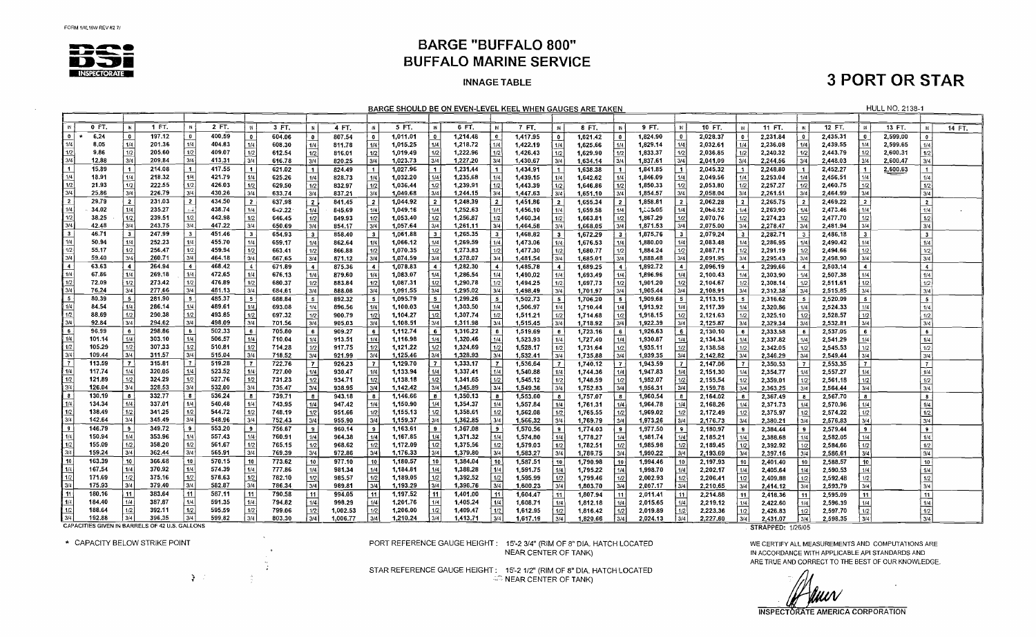FORM 1/ML18W REV #2 7/

BSI INSPECTORATE

# BARGE "BUFFALO 800"
# BUFFALO MARINE SERVICE

**INNAGE TABLE**

# 3 PORT OR STAR

**BARGE SHOULD BE ON EVEN-LEVEL KEEL WHEN GAUGES ARE TAKEN**

HULL NO. 2138-1

| IN | 0 FT. | IN | 1 FT. | IN | 2 FT. | IN | 3 FT. | IN | 4 FT. | IN | 5 FT. | IN | 6 FT. | IN | 7 FT. | IN | 8 FT. | IN | 9 FT. | IN | 10 FT. | IN | 11 FT. | IN | 12 FT. | IN | 13 FT. | IN | 14 FT. |
|---|---|---|---|---|---|---|---|---|---|---|---|---|---|---|---|---|---|---|---|---|---|---|---|---|---|---|---|---|---|
| 0 | * 6.24 | 0 | 197.12 | 0 | 400.59 | 0 | 604.06 | 0 | 807.54 | 0 | 1,011.01 | 0 | 1,214.48 | 0 | 1,417.95 | 0 | 1,621.42 | 0 | 1,824.90 | 0 | 2,028.37 | 0 | 2,231.84 | 0 | 2,435.31 | 0 | 2,599.00 | 0 | |
| 1/4 | 8.05 | 1/4 | 201.36 | 1/4 | 404.83 | 1/4 | 608.30 | 1/4 | 811.78 | 1/4 | 1,015.25 | 1/4 | 1,218.72 | 1/4 | 1,422.19 | 1/4 | 1,625.66 | 1/4 | 1,829.14 | 1/4 | 2,032.61 | 1/4 | 2,236.08 | 1/4 | 2,439.55 | 1/4 | 2,599.65 | 1/4 | |
| 1/2 | 9.86 | 1/2 | 205.60 | 1/2 | 409.07 | 1/2 | 612.54 | 1/2 | 816.01 | 1/2 | 1,019.49 | 1/2 | 1,222.96 | 1/2 | 1,426.43 | 1/2 | 1,629.90 | 1/2 | 1,833.37 | 1/2 | 2,036.85 | 1/2 | 2,240.32 | 1/2 | 2,443.79 | 1/2 | 2,600.31 | 1/2 | |
| 3/4 | 12.88 | 3/4 | 209.84 | 3/4 | 413.31 | 3/4 | 616.78 | 3/4 | 820.25 | 3/4 | 1,023.73 | 3/4 | 1,227.20 | 3/4 | 1,430.67 | 3/4 | 1,634.14 | 3/4 | 1,837.61 | 3/4 | 2,041.09 | 3/4 | 2,244.56 | 3/4 | 2,448.03 | 3/4 | 2,600.47 | 3/4 | |
| 1 | 15.89 | 1 | 214.08 | 1 | 417.55 | 1 | 621.02 | 1 | 824.49 | 1 | 1,027.96 | 1 | 1,231.44 | 1 | 1,434.91 | 1 | 1,638.38 | 1 | 1,841.85 | 1 | 2,045.32 | 1 | 2,248.80 | 1 | 2,452.27 | 1 | 2,600.63 | 1 | |
| 1/4 | 18.91 | 1/4 | 218.32 | 1/4 | 421.79 | 1/4 | 625.26 | 1/4 | 828.73 | 1/4 | 1,032.20 | 1/4 | 1,235.68 | 1/4 | 1,439.15 | 1/4 | 1,642.62 | 1/4 | 1,846.09 | 1/4 | 2,049.56 | 1/4 | 2,253.04 | 1/4 | 2,456.51 | 1/4 | | 1/4 | |
| 1/2 | 21.93 | 1/2 | 222.55 | 1/2 | 426.03 | 1/2 | 629.50 | 1/2 | 832.97 | 1/2 | 1,036.44 | 1/2 | 1,239.91 | 1/2 | 1,443.39 | 1/2 | 1,646.86 | 1/2 | 1,850.33 | 1/2 | 2,053.80 | 1/2 | 2,257.27 | 1/2 | 2,460.75 | 1/2 | | 1/2 | |
| 3/4 | 25.86 | 3/4 | 226.79 | 3/4 | 430.26 | 3/4 | 633.74 | 3/4 | 837.21 | 3/4 | 1,040.68 | 3/4 | 1,244.15 | 3/4 | 1,447.63 | 3/4 | 1,651.10 | 3/4 | 1,854.57 | 3/4 | 2,058.04 | 3/4 | 2,261.51 | 3/4 | 2,464.99 | 3/4 | | 3/4 | |
| 2 | 29.79 | 2 | 231.03 | 2 | 434.50 | 2 | 637.98 | 2 | 841.45 | 2 | 1,044.92 | 2 | 1,248.39 | 2 | 1,451.86 | 2 | 1,655.34 | 2 | 1,858.81 | 2 | 2,062.28 | 2 | 2,265.75 | 2 | 2,469.22 | 2 | | 2 | |
| 1/4 | 34.02 | 1/4 | 235.27 | 1/4 | 438.74 | 1/4 | 642.22 | 1/4 | 845.69 | 1/4 | 1,049.16 | 1/4 | 1,252.63 | 1/4 | 1,456.10 | 1/4 | 1,659.58 | 1/4 | 1,863.05 | 1/4 | 2,066.52 | 1/4 | 2,269.99 | 1/4 | 2,473.46 | 1/4 | | 1/4 | |
| 1/2 | 38.25 | 1/2 | 239.51 | 1/2 | 442.98 | 1/2 | 646.45 | 1/2 | 849.93 | 1/2 | 1,053.40 | 1/2 | 1,256.87 | 1/2 | 1,460.34 | 1/2 | 1,663.81 | 1/2 | 1,867.29 | 1/2 | 2,070.76 | 1/2 | 2,274.23 | 1/2 | 2,477.70 | 1/2 | | 1/2 | |
| 3/4 | 42.48 | 3/4 | 243.75 | 3/4 | 447.22 | 3/4 | 650.69 | 3/4 | 854.17 | 3/4 | 1,057.64 | 3/4 | 1,261.11 | 3/4 | 1,464.58 | 3/4 | 1,668.05 | 3/4 | 1,871.53 | 3/4 | 2,075.00 | 3/4 | 2,278.47 | 3/4 | 2,481.94 | 3/4 | | 3/4 | |
| 3 | 46.71 | 3 | 247.99 | 3 | 451.46 | 3 | 654.93 | 3 | 858.40 | 3 | 1,061.88 | 3 | 1,265.35 | 3 | 1,468.82 | 3 | 1,672.29 | 3 | 1,875.76 | 3 | 2,079.24 | 3 | 2,282.71 | 3 | 2,486.18 | 3 | | 3 | |
| 1/4 | 50.94 | 1/4 | 252.23 | 1/4 | 455.70 | 1/4 | 659.17 | 1/4 | 862.64 | 1/4 | 1,066.12 | 1/4 | 1,269.59 | 1/4 | 1,473.06 | 1/4 | 1,676.53 | 1/4 | 1,880.00 | 1/4 | 2,083.48 | 1/4 | 2,286.95 | 1/4 | 2,490.42 | 1/4 | | 1/4 | |
| 1/2 | 55.17 | 1/2 | 256.47 | 1/2 | 459.94 | 1/2 | 663.41 | 1/2 | 866.88 | 1/2 | 1,070.35 | 1/2 | 1,273.83 | 1/2 | 1,477.30 | 1/2 | 1,680.77 | 1/2 | 1,884.24 | 1/2 | 2,087.71 | 1/2 | 2,291.19 | 1/2 | 2,494.66 | 1/2 | | 1/2 | |
| 3/4 | 59.40 | 3/4 | 260.71 | 3/4 | 464.18 | 3/4 | 667.65 | 3/4 | 871.12 | 3/4 | 1,074.59 | 3/4 | 1,278.07 | 3/4 | 1,481.54 | 3/4 | 1,685.01 | 3/4 | 1,888.48 | 3/4 | 2,091.95 | 3/4 | 2,295.43 | 3/4 | 2,498.90 | 3/4 | | 3/4 | |
| 4 | 63.63 | 4 | 264.94 | 4 | 468.42 | 4 | 671.89 | 4 | 875.36 | 4 | 1,078.83 | 4 | 1,282.30 | 4 | 1,485.78 | 4 | 1,689.25 | 4 | 1,892.72 | 4 | 2,096.19 | 4 | 2,299.66 | 4 | 2,503.14 | 4 | | 4 | |
| 1/4 | 67.86 | 1/4 | 269.18 | 1/4 | 472.65 | 1/4 | 676.13 | 1/4 | 879.60 | 1/4 | 1,083.07 | 1/4 | 1,286.54 | 1/4 | 1,490.02 | 1/4 | 1,693.49 | 1/4 | 1,896.96 | 1/4 | 2,100.43 | 1/4 | 2,303.90 | 1/4 | 2,507.38 | 1/4 | | 1/4 | |
| 1/2 | 72.09 | 1/2 | 273.42 | 1/2 | 476.89 | 1/2 | 680.37 | 1/2 | 883.84 | 1/2 | 1,087.31 | 1/2 | 1,290.78 | 1/2 | 1,494.25 | 1/2 | 1,697.73 | 1/2 | 1,901.20 | 1/2 | 2,104.67 | 1/2 | 2,308.14 | 1/2 | 2,511.61 | 1/2 | | 1/2 | |
| 3/4 | 76.24 | 3/4 | 277.66 | 3/4 | 481.13 | 3/4 | 684.61 | 3/4 | 888.08 | 3/4 | 1,091.55 | 3/4 | 1,295.02 | 3/4 | 1,498.49 | 3/4 | 1,701.97 | 3/4 | 1,905.44 | 3/4 | 2,108.91 | 3/4 | 2,312.38 | 3/4 | 2,515.85 | 3/4 | | 3/4 | |
| 5 | 80.39 | 5 | 281.90 | 5 | 485.37 | 5 | 688.84 | 5 | 892.32 | 5 | 1,095.79 | 5 | 1,299.26 | 5 | 1,502.73 | 5 | 1,706.20 | 5 | 1,909.68 | 5 | 2,113.15 | 5 | 2,316.62 | 5 | 2,520.09 | 5 | | 5 | |
| 1/4 | 84.54 | 1/4 | 286.14 | 1/4 | 489.61 | 1/4 | 693.08 | 1/4 | 896.56 | 1/4 | 1,100.03 | 1/4 | 1,303.50 | 1/4 | 1,506.97 | 1/4 | 1,710.44 | 1/4 | 1,913.92 | 1/4 | 2,117.39 | 1/4 | 2,320.86 | 1/4 | 2,524.33 | 1/4 | | 1/4 | |
| 1/2 | 88.69 | 1/2 | 290.38 | 1/2 | 493.85 | 1/2 | 697.32 | 1/2 | 900.79 | 1/2 | 1,104.27 | 1/2 | 1,307.74 | 1/2 | 1,511.21 | 1/2 | 1,714.68 | 1/2 | 1,918.15 | 1/2 | 2,121.63 | 1/2 | 2,325.10 | 1/2 | 2,528.57 | 1/2 | | 1/2 | |
| 3/4 | 92.84 | 3/4 | 294.62 | 3/4 | 498.09 | 3/4 | 701.56 | 3/4 | 905.03 | 3/4 | 1,108.51 | 3/4 | 1,311.98 | 3/4 | 1,515.45 | 3/4 | 1,718.92 | 3/4 | 1,922.39 | 3/4 | 2,125.87 | 3/4 | 2,329.34 | 3/4 | 2,532.81 | 3/4 | | 3/4 | |
| 6 | 96.99 | 6 | 298.86 | 6 | 502.33 | 6 | 705.80 | 6 | 909.27 | 6 | 1,112.74 | 6 | 1,316.22 | 6 | 1,519.69 | 6 | 1,723.16 | 6 | 1,926.63 | 6 | 2,130.10 | 6 | 2,333.58 | 6 | 2,537.05 | 6 | | 6 | |
| 1/4 | 101.14 | 1/4 | 303.10 | 1/4 | 506.57 | 1/4 | 710.04 | 1/4 | 913.51 | 1/4 | 1,116.98 | 1/4 | 1,320.46 | 1/4 | 1,523.93 | 1/4 | 1,727.40 | 1/4 | 1,930.87 | 1/4 | 2,134.34 | 1/4 | 2,337.82 | 1/4 | 2,541.29 | 1/4 | | 1/4 | |
| 1/2 | 105.29 | 1/2 | 307.33 | 1/2 | 510.81 | 1/2 | 714.28 | 1/2 | 917.75 | 1/2 | 1,121.22 | 1/2 | 1,324.69 | 1/2 | 1,528.17 | 1/2 | 1,731.64 | 1/2 | 1,935.11 | 1/2 | 2,138.58 | 1/2 | 2,342.05 | 1/2 | 2,545.53 | 1/2 | | 1/2 | |
| 3/4 | 109.44 | 3/4 | 311.57 | 3/4 | 515.04 | 3/4 | 718.52 | 3/4 | 921.99 | 3/4 | 1,125.46 | 3/4 | 1,328.93 | 3/4 | 1,532.41 | 3/4 | 1,735.88 | 3/4 | 1,939.35 | 3/4 | 2,142.82 | 3/4 | 2,346.29 | 3/4 | 2,549.44 | 3/4 | | 3/4 | |
| 7 | 113.59 | 7 | 315.81 | 7 | 519.28 | 7 | 722.76 | 7 | 926.23 | 7 | 1,129.70 | 7 | 1,333.17 | 7 | 1,536.64 | 7 | 1,740.12 | 7 | 1,943.59 | 7 | 2,147.06 | 7 | 2,350.53 | 7 | 2,553.35 | 7 | | 7 | |
| 1/4 | 117.74 | 1/4 | 320.05 | 1/4 | 523.52 | 1/4 | 727.00 | 1/4 | 930.47 | 1/4 | 1,133.94 | 1/4 | 1,337.41 | 1/4 | 1,540.88 | 1/4 | 1,744.36 | 1/4 | 1,947.83 | 1/4 | 2,151.30 | 1/4 | 2,354.77 | 1/4 | 2,557.27 | 1/4 | | 1/4 | |
| 1/2 | 121.89 | 1/2 | 324.29 | 1/2 | 527.76 | 1/2 | 731.23 | 1/2 | 934.71 | 1/2 | 1,138.18 | 1/2 | 1,341.65 | 1/2 | 1,545.12 | 1/2 | 1,748.59 | 1/2 | 1,952.07 | 1/2 | 2,155.54 | 1/2 | 2,359.01 | 1/2 | 2,561.18 | 1/2 | | 1/2 | |
| 3/4 | 126.04 | 3/4 | 328.53 | 3/4 | 532.00 | 3/4 | 735.47 | 3/4 | 938.95 | 3/4 | 1,142.42 | 3/4 | 1,345.89 | 3/4 | 1,549.36 | 3/4 | 1,752.83 | 3/4 | 1,956.31 | 3/4 | 2,159.78 | 3/4 | 2,363.25 | 3/4 | 2,564.44 | 3/4 | | 3/4 | |
| 8 | 130.19 | 8 | 332.77 | 8 | 536.24 | 8 | 739.71 | 8 | 943.18 | 8 | 1,146.66 | 8 | 1,350.13 | 8 | 1,553.60 | 8 | 1,757.07 | 8 | 1,960.54 | 8 | 2,164.02 | 8 | 2,367.49 | 8 | 2,567.70 | 8 | | 8 | |
| 1/4 | 134.34 | 1/4 | 337.01 | 1/4 | 540.48 | 1/4 | 743.95 | 1/4 | 947.42 | 1/4 | 1,150.90 | 1/4 | 1,354.37 | 1/4 | 1,557.84 | 1/4 | 1,761.31 | 1/4 | 1,964.78 | 1/4 | 2,168.26 | 1/4 | 2,371.73 | 1/4 | 2,570.96 | 1/4 | | 1/4 | |
| 1/2 | 138.49 | 1/2 | 341.25 | 1/2 | 544.72 | 1/2 | 748.19 | 1/2 | 951.66 | 1/2 | 1,155.13 | 1/2 | 1,358.61 | 1/2 | 1,562.08 | 1/2 | 1,765.55 | 1/2 | 1,969.02 | 1/2 | 2,172.49 | 1/2 | 2,375.97 | 1/2 | 2,574.22 | 1/2 | | 1/2 | |
| 3/4 | 142.64 | 3/4 | 345.49 | 3/4 | 548.96 | 3/4 | 752.43 | 3/4 | 955.90 | 3/4 | 1,159.37 | 3/4 | 1,362.85 | 3/4 | 1,566.32 | 3/4 | 1,769.79 | 3/4 | 1,973.26 | 3/4 | 2,176.73 | 3/4 | 2,380.21 | 3/4 | 2,576.83 | 3/4 | | 3/4 | |
| 9 | 146.79 | 9 | 349.72 | 9 | 553.20 | 9 | 756.67 | 9 | 960.14 | 9 | 1,163.61 | 9 | 1,367.08 | 9 | 1,570.56 | 9 | 1,774.03 | 9 | 1,977.50 | 9 | 2,180.97 | 9 | 2,384.44 | 9 | 2,579.44 | 9 | | 9 | |
| 1/4 | 150.94 | 1/4 | 353.96 | 1/4 | 557.43 | 1/4 | 760.91 | 1/4 | 964.38 | 1/4 | 1,167.85 | 1/4 | 1,371.32 | 1/4 | 1,574.80 | 1/4 | 1,778.27 | 1/4 | 1,981.74 | 1/4 | 2,185.21 | 1/4 | 2,388.68 | 1/4 | 2,582.05 | 1/4 | | 1/4 | |
| 1/2 | 155.09 | 1/2 | 358.20 | 1/2 | 561.67 | 1/2 | 765.15 | 1/2 | 968.62 | 1/2 | 1,172.09 | 1/2 | 1,375.56 | 1/2 | 1,579.03 | 1/2 | 1,782.51 | 1/2 | 1,985.98 | 1/2 | 2,189.45 | 1/2 | 2,392.92 | 1/2 | 2,584.66 | 1/2 | | 1/2 | |
| 3/4 | 159.24 | 3/4 | 362.44 | 3/4 | 565.91 | 3/4 | 769.39 | 3/4 | 972.86 | 3/4 | 1,176.33 | 3/4 | 1,379.80 | 3/4 | 1,583.27 | 3/4 | 1,786.75 | 3/4 | 1,990.22 | 3/4 | 2,193.69 | 3/4 | 2,397.16 | 3/4 | 2,586.61 | 3/4 | | 3/4 | |
| 10 | 163.39 | 10 | 366.68 | 10 | 570.15 | 10 | 773.62 | 10 | 977.10 | 10 | 1,180.57 | 10 | 1,384.04 | 10 | 1,587.51 | 10 | 1,790.98 | 10 | 1,994.46 | 10 | 2,197.93 | 10 | 2,401.40 | 10 | 2,588.57 | 10 | | 10 | |
| 1/4 | 167.54 | 1/4 | 370.92 | 1/4 | 574.39 | 1/4 | 777.86 | 1/4 | 981.34 | 1/4 | 1,184.81 | 1/4 | 1,388.28 | 1/4 | 1,591.75 | 1/4 | 1,795.22 | 1/4 | 1,998.70 | 1/4 | 2,202.17 | 1/4 | 2,405.64 | 1/4 | 2,590.53 | 1/4 | | 1/4 | |
| 1/2 | 171.69 | 1/2 | 375.16 | 1/2 | 578.63 | 1/2 | 782.10 | 1/2 | 985.57 | 1/2 | 1,189.05 | 1/2 | 1,392.52 | 1/2 | 1,595.99 | 1/2 | 1,799.46 | 1/2 | 2,002.93 | 1/2 | 2,206.41 | 1/2 | 2,409.88 | 1/2 | 2,592.48 | 1/2 | | 1/2 | |
| 3/4 | 175.93 | 3/4 | 379.40 | 3/4 | 582.87 | 3/4 | 786.34 | 3/4 | 989.81 | 3/4 | 1,193.29 | 3/4 | 1,396.76 | 3/4 | 1,600.23 | 3/4 | 1,803.70 | 3/4 | 2,007.17 | 3/4 | 2,210.65 | 3/4 | 2,414.12 | 3/4 | 2,593.79 | 3/4 | | 3/4 | |
| 11 | 180.16 | 11 | 383.64 | 11 | 587.11 | 11 | 790.58 | 11 | 994.05 | 11 | 1,197.52 | 11 | 1,401.00 | 11 | 1,604.47 | 11 | 1,807.94 | 11 | 2,011.41 | 11 | 2,214.88 | 11 | 2,418.36 | 11 | 2,595.09 | 11 | | 11 | |
| 1/4 | 184.40 | 1/4 | 387.87 | 1/4 | 591.35 | 1/4 | 794.82 | 1/4 | 998.29 | 1/4 | 1,201.76 | 1/4 | 1,405.24 | 1/4 | 1,608.71 | 1/4 | 1,812.18 | 1/4 | 2,015.65 | 1/4 | 2,219.12 | 1/4 | 2,422.60 | 1/4 | 2,596.39 | 1/4 | | 1/4 | |
| 1/2 | 188.64 | 1/2 | 392.11 | 1/2 | 595.59 | 1/2 | 799.06 | 1/2 | 1,002.53 | 1/2 | 1,206.00 | 1/2 | 1,409.47 | 1/2 | 1,612.95 | 1/2 | 1,816.42 | 1/2 | 2,019.89 | 1/2 | 2,223.36 | 1/2 | 2,426.83 | 1/2 | 2,597.70 | 1/2 | | 1/2 | |
| 3/4 | 192.88 | 3/4 | 396.35 | 3/4 | 599.82 | 3/4 | 803.30 | 3/4 | 1,006.77 | 3/4 | 1,210.24 | 3/4 | 1,413.71 | 3/4 | 1,617.19 | 3/4 | 1,820.66 | 3/4 | 2,024.13 | 3/4 | 2,227.60 | 3/4 | 2,431.07 | 3/4 | 2,598.35 | 3/4 | | 3/4 | |

CAPACITIES GIVEN IN BARRELS OF 42 U.S. GALLONS

STRAPPED: 1/26/05

* CAPACITY BELOW STRIKE POINT

PORT REFERENCE GAUGE HEIGHT : 15'-2 3/4" (RIM OF 8" DIA. HATCH LOCATED NEAR CENTER OF TANK)

STAR REFERENCE GAUGE HEIGHT : 15'-2 1/2" (RIM OF 8" DIA. HATCH LOCATED NEAR CENTER OF TANK)

WE CERTIFY ALL MEASUREMENTS AND COMPUTATIONS ARE IN ACCORDANCE WITH APPLICABLE API STANDARDS AND ARE TRUE AND CORRECT TO THE BEST OF OUR KNOWLEDGE.

INSPECTORATE AMERICA CORPORATION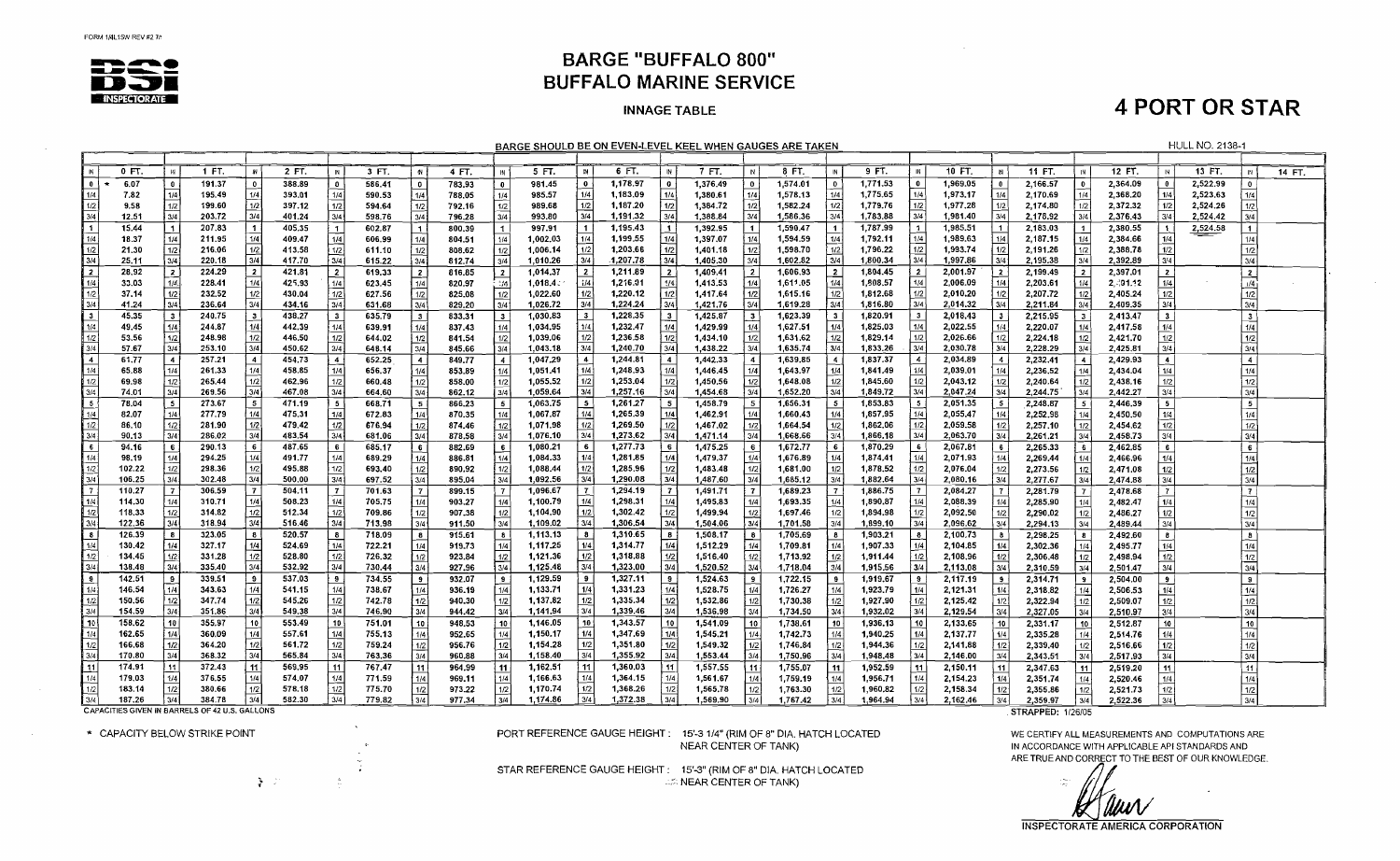FORM 1/4L1SW REV #2 7/

# BARGE "BUFFALO 800"
# BUFFALO MARINE SERVICE

## INNAGE TABLE

## 4 PORT OR STAR

**BARGE SHOULD BE ON EVEN-LEVEL KEEL WHEN GAUGES ARE TAKEN**

HULL NO. 2138-1

| IN | 0 FT. | IN | 1 FT. | IN | 2 FT. | IN | 3 FT. | IN | 4 FT. | IN | 5 FT. | IN | 6 FT. | IN | 7 FT. | IN | 8 FT. | IN | 9 FT. | IN | 10 FT. | IN | 11 FT. | IN | 12 FT. | IN | 13 FT. | IN | 14 FT. |
|---|---|---|---|---|---|---|---|---|---|---|---|---|---|---|---|---|---|---|---|---|---|---|---|---|---|---|---|---|---|
| 0 | * 6.07 | 0 | 191.37 | 0 | 388.89 | 0 | 586.41 | 0 | 783.93 | 0 | 981.45 | 0 | 1,178.97 | 0 | 1,376.49 | 0 | 1,574.01 | 0 | 1,771.53 | 0 | 1,969.05 | 0 | 2,166.57 | 0 | 2,364.09 | 0 | 2,522.99 | 0 | |
| 1/4 | 7.82 | 1/4 | 195.49 | 1/4 | 393.01 | 1/4 | 590.53 | 1/4 | 788.05 | 1/4 | 985.57 | 1/4 | 1,183.09 | 1/4 | 1,380.61 | 1/4 | 1,578.13 | 1/4 | 1,775.65 | 1/4 | 1,973.17 | 1/4 | 2,170.69 | 1/4 | 2,368.20 | 1/4 | 2,523.63 | 1/4 | |
| 1/2 | 9.58 | 1/2 | 199.60 | 1/2 | 397.12 | 1/2 | 594.64 | 1/2 | 792.16 | 1/2 | 989.68 | 1/2 | 1,187.20 | 1/2 | 1,384.72 | 1/2 | 1,582.24 | 1/2 | 1,779.76 | 1/2 | 1,977.28 | 1/2 | 2,174.80 | 1/2 | 2,372.32 | 1/2 | 2,524.26 | 1/2 | |
| 3/4 | 12.51 | 3/4 | 203.72 | 3/4 | 401.24 | 3/4 | 598.76 | 3/4 | 796.28 | 3/4 | 993.80 | 3/4 | 1,191.32 | 3/4 | 1,388.84 | 3/4 | 1,586.36 | 3/4 | 1,783.88 | 3/4 | 1,981.40 | 3/4 | 2,178.92 | 3/4 | 2,376.43 | 3/4 | 2,524.42 | 3/4 | |
| 1 | 15.44 | 1 | 207.83 | 1 | 405.35 | 1 | 602.87 | 1 | 800.39 | 1 | 997.91 | 1 | 1,195.43 | 1 | 1,392.95 | 1 | 1,590.47 | 1 | 1,787.99 | 1 | 1,985.51 | 1 | 2,183.03 | 1 | 2,380.55 | 1 | 2,524.58 | 1 | |
| 1/4 | 18.37 | 1/4 | 211.95 | 1/4 | 409.47 | 1/4 | 606.99 | 1/4 | 804.51 | 1/4 | 1,002.03 | 1/4 | 1,199.55 | 1/4 | 1,397.07 | 1/4 | 1,594.59 | 1/4 | 1,792.11 | 1/4 | 1,989.63 | 1/4 | 2,187.15 | 1/4 | 2,384.66 | 1/4 | | 1/4 | |
| 1/2 | 21.30 | 1/2 | 216.06 | 1/2 | 413.58 | 1/2 | 611.10 | 1/2 | 808.62 | 1/2 | 1,006.14 | 1/2 | 1,203.66 | 1/2 | 1,401.18 | 1/2 | 1,598.70 | 1/2 | 1,796.22 | 1/2 | 1,993.74 | 1/2 | 2,191.26 | 1/2 | 2,388.78 | 1/2 | | 1/2 | |
| 3/4 | 25.11 | 3/4 | 220.18 | 3/4 | 417.70 | 3/4 | 615.22 | 3/4 | 812.74 | 3/4 | 1,010.26 | 3/4 | 1,207.78 | 3/4 | 1,405.30 | 3/4 | 1,602.82 | 3/4 | 1,800.34 | 3/4 | 1,997.86 | 3/4 | 2,195.38 | 3/4 | 2,392.89 | 3/4 | | 3/4 | |
| 2 | 28.92 | 2 | 224.29 | 2 | 421.81 | 2 | 619.33 | 2 | 816.85 | 2 | 1,014.37 | 2 | 1,211.89 | 2 | 1,409.41 | 2 | 1,606.93 | 2 | 1,804.45 | 2 | 2,001.97 | 2 | 2,199.49 | 2 | 2,397.01 | 2 | | 2 | |
| 1/4 | 33.03 | 1/4 | 228.41 | 1/4 | 425.93 | 1/4 | 623.45 | 1/4 | 820.97 | 1/4 | 1,018.4 | 1/4 | 1,216.01 | 1/4 | 1,413.53 | 1/4 | 1,611.05 | 1/4 | 1,808.57 | 1/4 | 2,006.09 | 1/4 | 2,203.61 | 1/4 | 2,401.12 | 1/4 | | 1/4 | |
| 1/2 | 37.14 | 1/2 | 232.52 | 1/2 | 430.04 | 1/2 | 627.56 | 1/2 | 825.08 | 1/2 | 1,022.60 | 1/2 | 1,220.12 | 1/2 | 1,417.64 | 1/2 | 1,615.16 | 1/2 | 1,812.68 | 1/2 | 2,010.20 | 1/2 | 2,207.72 | 1/2 | 2,405.24 | 1/2 | | 1/2 | |
| 3/4 | 41.24 | 3/4 | 236.64 | 3/4 | 434.16 | 3/4 | 631.68 | 3/4 | 829.20 | 3/4 | 1,026.72 | 3/4 | 1,224.24 | 3/4 | 1,421.76 | 3/4 | 1,619.28 | 3/4 | 1,816.80 | 3/4 | 2,014.32 | 3/4 | 2,211.84 | 3/4 | 2,409.35 | 3/4 | | 3/4 | |
| 3 | 45.35 | 3 | 240.75 | 3 | 438.27 | 3 | 635.79 | 3 | 833.31 | 3 | 1,030.83 | 3 | 1,228.35 | 3 | 1,425.87 | 3 | 1,623.39 | 3 | 1,820.91 | 3 | 2,018.43 | 3 | 2,215.95 | 3 | 2,413.47 | 3 | | 3 | |
| 1/4 | 49.45 | 1/4 | 244.87 | 1/4 | 442.39 | 1/4 | 639.91 | 1/4 | 837.43 | 1/4 | 1,034.95 | 1/4 | 1,232.47 | 1/4 | 1,429.99 | 1/4 | 1,627.51 | 1/4 | 1,825.03 | 1/4 | 2,022.55 | 1/4 | 2,220.07 | 1/4 | 2,417.58 | 1/4 | | 1/4 | |
| 1/2 | 53.56 | 1/2 | 248.98 | 1/2 | 446.50 | 1/2 | 644.02 | 1/2 | 841.54 | 1/2 | 1,039.06 | 1/2 | 1,236.58 | 1/2 | 1,434.10 | 1/2 | 1,631.62 | 1/2 | 1,829.14 | 1/2 | 2,026.66 | 1/2 | 2,224.18 | 1/2 | 2,421.70 | 1/2 | | 1/2 | |
| 3/4 | 57.67 | 3/4 | 253.10 | 3/4 | 450.62 | 3/4 | 648.14 | 3/4 | 845.66 | 3/4 | 1,043.18 | 3/4 | 1,240.70 | 3/4 | 1,438.22 | 3/4 | 1,635.74 | 3/4 | 1,833.26 | 3/4 | 2,030.78 | 3/4 | 2,228.29 | 3/4 | 2,425.81 | 3/4 | | 3/4 | |
| 4 | 61.77 | 4 | 257.21 | 4 | 454.73 | 4 | 652.25 | 4 | 849.77 | 4 | 1,047.29 | 4 | 1,244.81 | 4 | 1,442.33 | 4 | 1,639.85 | 4 | 1,837.37 | 4 | 2,034.89 | 4 | 2,232.41 | 4 | 2,429.93 | 4 | | 4 | |
| 1/4 | 65.88 | 1/4 | 261.33 | 1/4 | 458.85 | 1/4 | 656.37 | 1/4 | 853.89 | 1/4 | 1,051.41 | 1/4 | 1,248.93 | 1/4 | 1,446.45 | 1/4 | 1,643.97 | 1/4 | 1,841.49 | 1/4 | 2,039.01 | 1/4 | 2,236.52 | 1/4 | 2,434.04 | 1/4 | | 1/4 | |
| 1/2 | 69.98 | 1/2 | 265.44 | 1/2 | 462.96 | 1/2 | 660.48 | 1/2 | 858.00 | 1/2 | 1,055.52 | 1/2 | 1,253.04 | 1/2 | 1,450.56 | 1/2 | 1,648.08 | 1/2 | 1,845.60 | 1/2 | 2,043.12 | 1/2 | 2,240.64 | 1/2 | 2,438.16 | 1/2 | | 1/2 | |
| 3/4 | 74.01 | 3/4 | 269.56 | 3/4 | 467.08 | 3/4 | 664.60 | 3/4 | 862.12 | 3/4 | 1,059.64 | 3/4 | 1,257.16 | 3/4 | 1,454.68 | 3/4 | 1,652.20 | 3/4 | 1,849.72 | 3/4 | 2,047.24 | 3/4 | 2,244.75 | 3/4 | 2,442.27 | 3/4 | | 3/4 | |
| 5 | 78.04 | 5 | 273.67 | 5 | 471.19 | 5 | 668.71 | 5 | 866.23 | 5 | 1,063.75 | 5 | 1,261.27 | 5 | 1,458.79 | 5 | 1,656.31 | 5 | 1,853.83 | 5 | 2,051.35 | 5 | 2,248.87 | 5 | 2,446.39 | 5 | | 5 | |
| 1/4 | 82.07 | 1/4 | 277.79 | 1/4 | 475.31 | 1/4 | 672.83 | 1/4 | 870.35 | 1/4 | 1,067.87 | 1/4 | 1,265.39 | 1/4 | 1,462.91 | 1/4 | 1,660.43 | 1/4 | 1,857.95 | 1/4 | 2,055.47 | 1/4 | 2,252.98 | 1/4 | 2,450.50 | 1/4 | | 1/4 | |
| 1/2 | 86.10 | 1/2 | 281.90 | 1/2 | 479.42 | 1/2 | 676.94 | 1/2 | 874.46 | 1/2 | 1,071.98 | 1/2 | 1,269.50 | 1/2 | 1,467.02 | 1/2 | 1,664.54 | 1/2 | 1,862.06 | 1/2 | 2,059.58 | 1/2 | 2,257.10 | 1/2 | 2,454.62 | 1/2 | | 1/2 | |
| 3/4 | 90.13 | 3/4 | 286.02 | 3/4 | 483.54 | 3/4 | 681.06 | 3/4 | 878.58 | 3/4 | 1,076.10 | 3/4 | 1,273.62 | 3/4 | 1,471.14 | 3/4 | 1,668.66 | 3/4 | 1,866.18 | 3/4 | 2,063.70 | 3/4 | 2,261.21 | 3/4 | 2,458.73 | 3/4 | | 3/4 | |
| 6 | 94.16 | 6 | 290.13 | 6 | 487.65 | 6 | 685.17 | 6 | 882.69 | 6 | 1,080.21 | 6 | 1,277.73 | 6 | 1,475.25 | 6 | 1,672.77 | 6 | 1,870.29 | 6 | 2,067.81 | 6 | 2,265.33 | 6 | 2,462.85 | 6 | | 6 | |
| 1/4 | 98.19 | 1/4 | 294.25 | 1/4 | 491.77 | 1/4 | 689.29 | 1/4 | 886.81 | 1/4 | 1,084.33 | 1/4 | 1,281.85 | 1/4 | 1,479.37 | 1/4 | 1,676.89 | 1/4 | 1,874.41 | 1/4 | 2,071.93 | 1/4 | 2,269.44 | 1/4 | 2,466.96 | 1/4 | | 1/4 | |
| 1/2 | 102.22 | 1/2 | 298.36 | 1/2 | 495.88 | 1/2 | 693.40 | 1/2 | 890.92 | 1/2 | 1,088.44 | 1/2 | 1,285.96 | 1/2 | 1,483.48 | 1/2 | 1,681.00 | 1/2 | 1,878.52 | 1/2 | 2,076.04 | 1/2 | 2,273.56 | 1/2 | 2,471.08 | 1/2 | | 1/2 | |
| 3/4 | 106.25 | 3/4 | 302.48 | 3/4 | 500.00 | 3/4 | 697.52 | 3/4 | 895.04 | 3/4 | 1,092.56 | 3/4 | 1,290.08 | 3/4 | 1,487.60 | 3/4 | 1,685.12 | 3/4 | 1,882.64 | 3/4 | 2,080.16 | 3/4 | 2,277.67 | 3/4 | 2,474.88 | 3/4 | | 3/4 | |
| 7 | 110.27 | 7 | 306.59 | 7 | 504.11 | 7 | 701.63 | 7 | 899.15 | 7 | 1,096.67 | 7 | 1,294.19 | 7 | 1,491.71 | 7 | 1,689.23 | 7 | 1,886.75 | 7 | 2,084.27 | 7 | 2,281.79 | 7 | 2,478.68 | 7 | | 7 | |
| 1/4 | 114.30 | 1/4 | 310.71 | 1/4 | 508.23 | 1/4 | 705.75 | 1/4 | 903.27 | 1/4 | 1,100.79 | 1/4 | 1,298.31 | 1/4 | 1,495.83 | 1/4 | 1,693.35 | 1/4 | 1,890.87 | 1/4 | 2,088.39 | 1/4 | 2,285.90 | 1/4 | 2,482.47 | 1/4 | | 1/4 | |
| 1/2 | 118.33 | 1/2 | 314.82 | 1/2 | 512.34 | 1/2 | 709.86 | 1/2 | 907.38 | 1/2 | 1,104.90 | 1/2 | 1,302.42 | 1/2 | 1,499.94 | 1/2 | 1,697.46 | 1/2 | 1,894.98 | 1/2 | 2,092.50 | 1/2 | 2,290.02 | 1/2 | 2,486.27 | 1/2 | | 1/2 | |
| 3/4 | 122.36 | 3/4 | 318.94 | 3/4 | 516.46 | 3/4 | 713.98 | 3/4 | 911.50 | 3/4 | 1,109.02 | 3/4 | 1,306.54 | 3/4 | 1,504.06 | 3/4 | 1,701.58 | 3/4 | 1,899.10 | 3/4 | 2,096.62 | 3/4 | 2,294.13 | 3/4 | 2,489.44 | 3/4 | | 3/4 | |
| 8 | 126.39 | 8 | 323.05 | 8 | 520.57 | 8 | 718.09 | 8 | 915.61 | 8 | 1,113.13 | 8 | 1,310.65 | 8 | 1,508.17 | 8 | 1,705.69 | 8 | 1,903.21 | 8 | 2,100.73 | 8 | 2,298.25 | 8 | 2,492.60 | 8 | | 8 | |
| 1/4 | 130.42 | 1/4 | 327.17 | 1/4 | 524.69 | 1/4 | 722.21 | 1/4 | 919.73 | 1/4 | 1,117.25 | 1/4 | 1,314.77 | 1/4 | 1,512.29 | 1/4 | 1,709.81 | 1/4 | 1,907.33 | 1/4 | 2,104.85 | 1/4 | 2,302.36 | 1/4 | 2,495.77 | 1/4 | | 1/4 | |
| 1/2 | 134.45 | 1/2 | 331.28 | 1/2 | 528.80 | 1/2 | 726.32 | 1/2 | 923.84 | 1/2 | 1,121.36 | 1/2 | 1,318.88 | 1/2 | 1,516.40 | 1/2 | 1,713.92 | 1/2 | 1,911.44 | 1/2 | 2,108.96 | 1/2 | 2,306.48 | 1/2 | 2,498.94 | 1/2 | | 1/2 | |
| 3/4 | 138.48 | 3/4 | 335.40 | 3/4 | 532.92 | 3/4 | 730.44 | 3/4 | 927.96 | 3/4 | 1,125.48 | 3/4 | 1,323.00 | 3/4 | 1,520.52 | 3/4 | 1,718.04 | 3/4 | 1,915.56 | 3/4 | 2,113.08 | 3/4 | 2,310.59 | 3/4 | 2,501.47 | 3/4 | | 3/4 | |
| 9 | 142.51 | 9 | 339.51 | 9 | 537.03 | 9 | 734.55 | 9 | 932.07 | 9 | 1,129.59 | 9 | 1,327.11 | 9 | 1,524.63 | 9 | 1,722.15 | 9 | 1,919.67 | 9 | 2,117.19 | 9 | 2,314.71 | 9 | 2,504.00 | 9 | | 9 | |
| 1/4 | 146.54 | 1/4 | 343.63 | 1/4 | 541.15 | 1/4 | 738.67 | 1/4 | 936.19 | 1/4 | 1,133.71 | 1/4 | 1,331.23 | 1/4 | 1,528.75 | 1/4 | 1,726.27 | 1/4 | 1,923.79 | 1/4 | 2,121.31 | 1/4 | 2,318.82 | 1/4 | 2,506.53 | 1/4 | | 1/4 | |
| 1/2 | 150.56 | 1/2 | 347.74 | 1/2 | 545.26 | 1/2 | 742.78 | 1/2 | 940.30 | 1/2 | 1,137.82 | 1/2 | 1,335.34 | 1/2 | 1,532.86 | 1/2 | 1,730.38 | 1/2 | 1,927.90 | 1/2 | 2,125.42 | 1/2 | 2,322.94 | 1/2 | 2,509.07 | 1/2 | | 1/2 | |
| 3/4 | 154.59 | 3/4 | 351.86 | 3/4 | 549.38 | 3/4 | 746.90 | 3/4 | 944.42 | 3/4 | 1,141.94 | 3/4 | 1,339.46 | 3/4 | 1,536.98 | 3/4 | 1,734.50 | 3/4 | 1,932.02 | 3/4 | 2,129.54 | 3/4 | 2,327.05 | 3/4 | 2,510.97 | 3/4 | | 3/4 | |
| 10 | 158.62 | 10 | 355.97 | 10 | 553.49 | 10 | 751.01 | 10 | 948.53 | 10 | 1,146.05 | 10 | 1,343.57 | 10 | 1,541.09 | 10 | 1,738.61 | 10 | 1,936.13 | 10 | 2,133.65 | 10 | 2,331.17 | 10 | 2,512.87 | 10 | | 10 | |
| 1/4 | 162.65 | 1/4 | 360.09 | 1/4 | 557.61 | 1/4 | 755.13 | 1/4 | 952.65 | 1/4 | 1,150.17 | 1/4 | 1,347.69 | 1/4 | 1,545.21 | 1/4 | 1,742.73 | 1/4 | 1,940.25 | 1/4 | 2,137.77 | 1/4 | 2,335.28 | 1/4 | 2,514.76 | 1/4 | | 1/4 | |
| 1/2 | 166.68 | 1/2 | 364.20 | 1/2 | 561.72 | 1/2 | 759.24 | 1/2 | 956.76 | 1/2 | 1,154.28 | 1/2 | 1,351.80 | 1/2 | 1,549.32 | 1/2 | 1,746.84 | 1/2 | 1,944.36 | 1/2 | 2,141.88 | 1/2 | 2,339.40 | 1/2 | 2,516.66 | 1/2 | | 1/2 | |
| 3/4 | 170.80 | 3/4 | 368.32 | 3/4 | 565.84 | 3/4 | 763.36 | 3/4 | 960.88 | 3/4 | 1,158.40 | 3/4 | 1,355.92 | 3/4 | 1,553.44 | 3/4 | 1,750.96 | 3/4 | 1,948.48 | 3/4 | 2,146.00 | 3/4 | 2,343.51 | 3/4 | 2,517.93 | 3/4 | | 3/4 | |
| 11 | 174.91 | 11 | 372.43 | 11 | 569.95 | 11 | 767.47 | 11 | 964.99 | 11 | 1,162.51 | 11 | 1,360.03 | 11 | 1,557.55 | 11 | 1,755.07 | 11 | 1,952.59 | 11 | 2,150.11 | 11 | 2,347.63 | 11 | 2,519.20 | 11 | | 11 | |
| 1/4 | 179.03 | 1/4 | 376.55 | 1/4 | 574.07 | 1/4 | 771.59 | 1/4 | 969.11 | 1/4 | 1,166.63 | 1/4 | 1,364.15 | 1/4 | 1,561.67 | 1/4 | 1,759.19 | 1/4 | 1,956.71 | 1/4 | 2,154.23 | 1/4 | 2,351.74 | 1/4 | 2,520.46 | 1/4 | | 1/4 | |
| 1/2 | 183.14 | 1/2 | 380.66 | 1/2 | 578.18 | 1/2 | 775.70 | 1/2 | 973.22 | 1/2 | 1,170.74 | 1/2 | 1,368.26 | 1/2 | 1,565.78 | 1/2 | 1,763.30 | 1/2 | 1,960.82 | 1/2 | 2,158.34 | 1/2 | 2,355.86 | 1/2 | 2,521.73 | 1/2 | | 1/2 | |
| 3/4 | 187.26 | 3/4 | 384.78 | 3/4 | 582.30 | 3/4 | 779.82 | 3/4 | 977.34 | 3/4 | 1,174.86 | 3/4 | 1,372.38 | 3/4 | 1,569.90 | 3/4 | 1,767.42 | 3/4 | 1,964.94 | 3/4 | 2,162.46 | 3/4 | 2,359.97 | 3/4 | 2,522.36 | 3/4 | | 3/4 | |

CAPACITIES GIVEN IN BARRELS OF 42 U.S. GALLONS

STRAPPED: 1/26/05

\* CAPACITY BELOW STRIKE POINT

PORT REFERENCE GAUGE HEIGHT : 15'-3 1/4" (RIM OF 8" DIA. HATCH LOCATED NEAR CENTER OF TANK)

STAR REFERENCE GAUGE HEIGHT : 15'-3" (RIM OF 8" DIA. HATCH LOCATED NEAR CENTER OF TANK)

WE CERTIFY ALL MEASUREMENTS AND COMPUTATIONS ARE IN ACCORDANCE WITH APPLICABLE API STANDARDS AND ARE TRUE AND CORRECT TO THE BEST OF OUR KNOWLEDGE.

INSPECTORATE AMERICA CORPORATION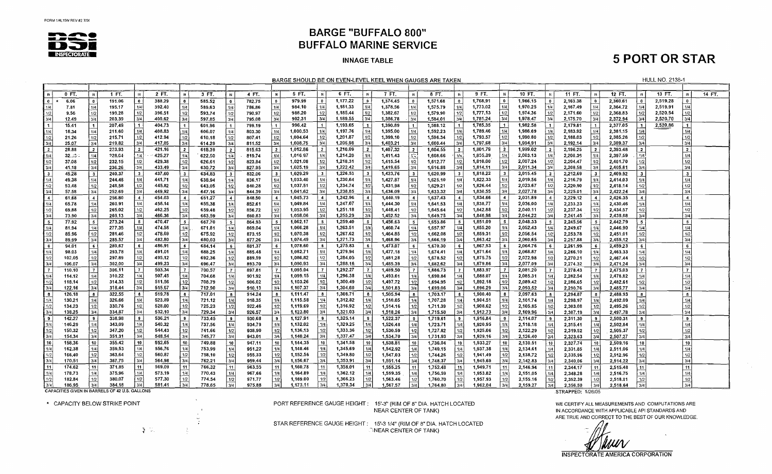# BARGE "BUFFALO 800"

## BUFFALO MARINE SERVICE

**INAGE TABLE**

## 5 PORT OR STAR

BARGE SHOULD BE ON EVEN-LEVEL KEEL WHEN GAUGES ARE TAKEN

HULL NO. 2138-1

| IN | 0 FT. | IN | 1 FT. | IN | 2 FT. | IN | 3 FT. | IN | 4 FT. | IN | 5 FT. | IN | 6 FT. | IN | 7 FT. | IN | 8 FT. | IN | 9 FT. | IN | 10 FT. | IN | 11 FT. | IN | 12 FT. | IN | 13 FT. | IN | 14 FT. |
|---|---|---|---|---|---|---|---|---|---|---|---|---|---|---|---|---|---|---|---|---|---|---|---|---|---|---|---|---|---|
| 0 | * 6.06 | 0 | 191.06 | 0 | 388.29 | 0 | 585.52 | 0 | 782.75 | 0 | 979.99 | 0 | 1,177.22 | 0 | 1,374.45 | 0 | 1,571.68 | 0 | 1,768.91 | 0 | 1,966.15 | 0 | 2,163.38 | 0 | 2,360.61 | 0 | 2,519.28 | 0 | |
| 1/4 | 7.81 | 1/4 | 195.17 | 1/4 | 392.40 | 1/4 | 589.63 | 1/4 | 786.86 | 1/4 | 984.10 | 1/4 | 1,181.33 | 1/4 | 1,378.56 | 1/4 | 1,575.79 | 1/4 | 1,773.02 | 1/4 | 1,970.25 | 1/4 | 2,167.49 | 1/4 | 2,364.72 | 1/4 | 2,519.91 | 1/4 | |
| 1/2 | 9.56 | 1/2 | 199.28 | 1/2 | 396.51 | 1/2 | 593.74 | 1/2 | 790.97 | 1/2 | 988.20 | 1/2 | 1,185.44 | 1/2 | 1,382.67 | 1/2 | 1,579.90 | 1/2 | 1,777.13 | 1/2 | 1,974.36 | 1/2 | 2,171.60 | 1/2 | 2,368.83 | 1/2 | 2,520.54 | 1/2 | |
| 3/4 | 12.49 | 3/4 | 203.39 | 3/4 | 400.62 | 3/4 | 597.85 | 3/4 | 795.08 | 3/4 | 992.31 | 3/4 | 1,189.55 | 3/4 | 1,386.78 | 3/4 | 1,584.01 | 3/4 | 1,781.24 | 3/4 | 1,978.47 | 3/4 | 2,175.70 | 3/4 | 2,372.94 | 3/4 | 2,520.70 | 3/4 | |
| 1 | 15.41 | 1 | 207.49 | 1 | 404.73 | 1 | 601.96 | 1 | 799.19 | 1 | 996.42 | 1 | 1,193.65 | 1 | 1,390.89 | 1 | 1,588.12 | 1 | 1,785.35 | 1 | 1,982.58 | 1 | 2,179.81 | 1 | 2,377.05 | 1 | 2,520.86 | 1 | |
| 1/4 | 18.34 | 1/4 | 211.60 | 1/4 | 408.83 | 1/4 | 606.07 | 1/4 | 803.30 | 1/4 | 1,000.53 | 1/4 | 1,197.76 | 1/4 | 1,395.00 | 1/4 | 1,592.23 | 1/4 | 1,789.46 | 1/4 | 1,986.69 | 1/4 | 2,183.92 | 1/4 | 2,381.15 | 1/4 | | 1/4 | |
| 1/2 | 21.26 | 1/2 | 215.71 | 1/2 | 412.94 | 1/2 | 610.18 | 1/2 | 807.41 | 1/2 | 1,004.64 | 1/2 | 1,201.87 | 1/2 | 1,399.10 | 1/2 | 1,596.34 | 1/2 | 1,793.57 | 1/2 | 1,990.80 | 1/2 | 2,188.03 | 1/2 | 2,385.26 | 1/2 | | 1/2 | |
| 3/4 | 25.07 | 3/4 | 219.82 | 3/4 | 417.05 | 3/4 | 614.29 | 3/4 | 811.52 | 3/4 | 1,008.75 | 3/4 | 1,205.98 | 3/4 | 1,403.21 | 3/4 | 1,600.44 | 3/4 | 1,797.68 | 3/4 | 1,994.91 | 3/4 | 2,192.14 | 3/4 | 2,389.37 | 3/4 | | 3/4 | |
| 2 | 28.88 | 2 | 223.93 | 2 | 421.16 | 2 | 618.39 | 2 | 815.63 | 2 | 1,012.86 | 2 | 1,210.09 | 2 | 1,407.32 | 2 | 1,604.55 | 2 | 1,801.79 | 2 | 1,999.02 | 2 | 2,196.25 | 2 | 2,393.48 | 2 | | 2 | |
| 1/4 | 32.?? | 1/4 | 228.04 | 1/4 | 425.27 | 1/4 | 622.50 | 1/4 | 819.74 | 1/4 | 1,016.97 | 1/4 | 1,214.20 | 1/4 | 1,411.43 | 1/4 | 1,608.66 | 1/4 | 1,805.89 | 1/4 | 2,003.13 | 1/4 | 2,200.36 | 1/4 | 2,397.59 | 1/4 | | 1/4 | |
| 1/2 | 37.08 | 1/2 | 232.15 | 1/2 | 429.38 | 1/2 | 626.61 | 1/2 | 823.84 | 1/2 | 1,021.08 | 1/2 | 1,218.31 | 1/2 | 1,415.54 | 1/2 | 1,612.77 | 1/2 | 1,810.00 | 1/2 | 2,007.24 | 1/2 | 2,204.47 | 1/2 | 2,401.70 | 1/2 | | 1/2 | |
| 3/4 | 41.18 | 3/4 | 236.26 | 3/4 | 433.49 | 3/4 | 630.72 | 3/4 | 827.95 | 3/4 | 1,025.19 | 3/4 | 1,222.42 | 3/4 | 1,419.65 | 3/4 | 1,616.88 | 3/4 | 1,814.11 | 3/4 | 2,011.34 | 3/4 | 2,208.58 | 3/4 | 2,405.81 | 3/4 | | 3/4 | |
| 3 | 45.28 | 3 | 240.37 | 3 | 437.60 | 3 | 634.83 | 3 | 832.06 | 3 | 1,029.29 | 3 | 1,226.53 | 3 | 1,423.76 | 3 | 1,620.99 | 3 | 1,818.22 | 3 | 2,015.45 | 3 | 2,212.69 | 3 | 2,409.92 | 3 | | 3 | |
| 1/4 | 49.38 | 1/4 | 244.48 | 1/4 | 441.71 | 1/4 | 638.94 | 1/4 | 836.17 | 1/4 | 1,033.40 | 1/4 | 1,230.64 | 1/4 | 1,427.87 | 1/4 | 1,625.10 | 1/4 | 1,822.33 | 1/4 | 2,019.56 | 1/4 | 2,216.79 | 1/4 | 2,414.03 | 1/4 | | 1/4 | |
| 1/2 | 53.48 | 1/2 | 248.58 | 1/2 | 445.82 | 1/2 | 643.05 | 1/2 | 840.28 | 1/2 | 1,037.51 | 1/2 | 1,234.74 | 1/2 | 1,431.98 | 1/2 | 1,629.21 | 1/2 | 1,826.44 | 1/2 | 2,023.67 | 1/2 | 2,220.90 | 1/2 | 2,418.14 | 1/2 | | 1/2 | |
| 3/4 | 57.58 | 3/4 | 252.69 | 3/4 | 449.92 | 3/4 | 647.16 | 3/4 | 844.39 | 3/4 | 1,041.62 | 3/4 | 1,238.85 | 3/4 | 1,436.09 | 3/4 | 1,633.32 | 3/4 | 1,830.55 | 3/4 | 2,027.78 | 3/4 | 2,225.01 | 3/4 | 2,422.24 | 3/4 | | 3/4 | |
| 4 | 61.68 | 4 | 256.80 | 4 | 454.03 | 4 | 651.27 | 4 | 848.50 | 4 | 1,045.73 | 4 | 1,242.96 | 4 | 1,440.19 | 4 | 1,637.43 | 4 | 1,834.66 | 4 | 2,031.89 | 4 | 2,229.12 | 4 | 2,426.35 | 4 | | 4 | |
| 1/4 | 65.78 | 1/4 | 260.91 | 1/4 | 458.14 | 1/4 | 655.38 | 1/4 | 852.61 | 1/4 | 1,049.84 | 1/4 | 1,247.07 | 1/4 | 1,444.30 | 1/4 | 1,641.53 | 1/4 | 1,838.77 | 1/4 | 2,036.00 | 1/4 | 2,233.23 | 1/4 | 2,430.46 | 1/4 | | 1/4 | |
| 1/2 | 69.88 | 1/2 | 265.02 | 1/2 | 462.25 | 1/2 | 659.48 | 1/2 | 856.72 | 1/2 | 1,053.95 | 1/2 | 1,251.18 | 1/2 | 1,448.41 | 1/2 | 1,645.64 | 1/2 | 1,842.88 | 1/2 | 2,040.11 | 1/2 | 2,237.34 | 1/2 | 2,434.57 | 1/2 | | 1/2 | |
| 3/4 | 73.90 | 3/4 | 269.13 | 3/4 | 466.36 | 3/4 | 663.59 | 3/4 | 860.83 | 3/4 | 1,058.06 | 3/4 | 1,255.29 | 3/4 | 1,452.52 | 3/4 | 1,649.75 | 3/4 | 1,846.98 | 3/4 | 2,044.22 | 3/4 | 2,241.45 | 3/4 | 2,438.68 | 3/4 | | 3/4 | |
| 5 | 77.92 | 5 | 273.24 | 5 | 470.47 | 5 | 667.70 | 5 | 864.93 | 5 | 1,062.17 | 5 | 1,259.40 | 5 | 1,456.63 | 5 | 1,653.86 | 5 | 1,851.09 | 5 | 2,048.33 | 5 | 2,245.56 | 5 | 2,442.79 | 5 | | 5 | |
| 1/4 | 81.94 | 1/4 | 277.35 | 1/4 | 474.58 | 1/4 | 671.81 | 1/4 | 869.04 | 1/4 | 1,066.28 | 1/4 | 1,263.51 | 1/4 | 1,460.74 | 1/4 | 1,657.97 | 1/4 | 1,855.20 | 1/4 | 2,052.43 | 1/4 | 2,249.67 | 1/4 | 2,446.90 | 1/4 | | 1/4 | |
| 1/2 | 85.96 | 1/2 | 281.46 | 1/2 | 478.69 | 1/2 | 675.92 | 1/2 | 873.15 | 1/2 | 1,070.38 | 1/2 | 1,267.62 | 1/2 | 1,464.85 | 1/2 | 1,662.08 | 1/2 | 1,859.31 | 1/2 | 2,056.54 | 1/2 | 2,253.78 | 1/2 | 2,451.01 | 1/2 | | 1/2 | |
| 3/4 | 89.99 | 3/4 | 285.57 | 3/4 | 482.80 | 3/4 | 680.03 | 3/4 | 877.26 | 3/4 | 1,074.49 | 3/4 | 1,271.73 | 3/4 | 1,468.96 | 3/4 | 1,666.19 | 3/4 | 1,863.42 | 3/4 | 2,060.65 | 3/4 | 2,257.88 | 3/4 | 2,455.12 | 3/4 | | 3/4 | |
| 6 | 94.01 | 6 | 289.67 | 6 | 486.91 | 6 | 684.14 | 6 | 881.37 | 6 | 1,078.60 | 6 | 1,275.83 | 6 | 1,473.07 | 6 | 1,670.30 | 6 | 1,867.53 | 6 | 2,064.76 | 6 | 2,261.99 | 6 | 2,459.23 | 6 | | 6 | |
| 1/4 | 98.03 | 1/4 | 293.78 | 1/4 | 491.01 | 1/4 | 688.25 | 1/4 | 885.48 | 1/4 | 1,082.71 | 1/4 | 1,279.94 | 1/4 | 1,477.18 | 1/4 | 1,674.41 | 1/4 | 1,871.64 | 1/4 | 2,068.87 | 1/4 | 2,266.10 | 1/4 | 2,463.33 | 1/4 | | 1/4 | |
| 1/2 | 102.05 | 1/2 | 297.89 | 1/2 | 495.12 | 1/2 | 692.36 | 1/2 | 889.59 | 1/2 | 1,086.82 | 1/2 | 1,284.05 | 1/2 | 1,481.28 | 1/2 | 1,678.52 | 1/2 | 1,875.75 | 1/2 | 2,072.98 | 1/2 | 2,270.21 | 1/2 | 2,467.44 | 1/2 | | 1/2 | |
| 3/4 | 106.07 | 3/4 | 302.00 | 3/4 | 499.23 | 3/4 | 696.47 | 3/4 | 893.70 | 3/4 | 1,090.93 | 3/4 | 1,288.16 | 3/4 | 1,485.39 | 3/4 | 1,682.62 | 3/4 | 1,879.86 | 3/4 | 2,077.09 | 3/4 | 2,274.32 | 3/4 | 2,471.24 | 3/4 | | 3/4 | |
| 7 | 110.10 | 7 | 306.11 | 7 | 503.34 | 7 | 700.57 | 7 | 897.81 | 7 | 1,095.04 | 7 | 1,292.27 | 7 | 1,489.50 | 7 | 1,686.73 | 7 | 1,883.97 | 7 | 2,081.20 | 7 | 2,278.43 | 7 | 2,475.03 | 7 | | 7 | |
| 1/4 | 114.12 | 1/4 | 310.22 | 1/4 | 507.45 | 1/4 | 704.68 | 1/4 | 901.92 | 1/4 | 1,099.15 | 1/4 | 1,296.38 | 1/4 | 1,493.61 | 1/4 | 1,690.84 | 1/4 | 1,888.07 | 1/4 | 2,085.31 | 1/4 | 2,282.54 | 1/4 | 2,478.82 | 1/4 | | 1/4 | |
| 1/2 | 118.14 | 1/2 | 314.33 | 1/2 | 511.56 | 1/2 | 708.79 | 1/2 | 906.02 | 1/2 | 1,103.26 | 1/2 | 1,300.49 | 1/2 | 1,497.72 | 1/2 | 1,694.95 | 1/2 | 1,892.18 | 1/2 | 2,089.42 | 1/2 | 2,286.65 | 1/2 | 2,482.61 | 1/2 | | 1/2 | |
| 3/4 | 122.16 | 3/4 | 318.44 | 3/4 | 515.67 | 3/4 | 712.90 | 3/4 | 910.13 | 3/4 | 1,107.37 | 3/4 | 1,304.60 | 3/4 | 1,501.83 | 3/4 | 1,699.06 | 3/4 | 1,896.29 | 3/4 | 2,093.52 | 3/4 | 2,290.76 | 3/4 | 2,485.77 | 3/4 | | 3/4 | |
| 8 | 126.18 | 8 | 322.55 | 8 | 519.78 | 8 | 717.01 | 8 | 914.24 | 8 | 1,111.47 | 8 | 1,308.71 | 8 | 1,505.94 | 8 | 1,703.17 | 8 | 1,900.40 | 8 | 2,097.63 | 8 | 2,294.87 | 8 | 2,488.93 | 8 | | 8 | |
| 1/4 | 130.21 | 1/4 | 326.66 | 1/4 | 523.89 | 1/4 | 721.12 | 1/4 | 918.35 | 1/4 | 1,115.58 | 1/4 | 1,312.82 | 1/4 | 1,510.05 | 1/4 | 1,707.28 | 1/4 | 1,904.51 | 1/4 | 2,101.74 | 1/4 | 2,298.97 | 1/4 | 2,492.09 | 1/4 | | 1/4 | |
| 1/2 | 134.23 | 1/2 | 330.76 | 1/2 | 528.00 | 1/2 | 725.23 | 1/2 | 922.46 | 1/2 | 1,119.69 | 1/2 | 1,316.92 | 1/2 | 1,514.16 | 1/2 | 1,711.39 | 1/2 | 1,908.62 | 1/2 | 2,105.85 | 1/2 | 2,303.08 | 1/2 | 2,495.26 | 1/2 | | 1/2 | |
| 3/4 | 138.25 | 3/4 | 334.87 | 3/4 | 532.10 | 3/4 | 729.34 | 3/4 | 926.57 | 3/4 | 1,123.80 | 3/4 | 1,321.03 | 3/4 | 1,518.26 | 3/4 | 1,715.50 | 3/4 | 1,912.73 | 3/4 | 2,109.96 | 3/4 | 2,307.19 | 3/4 | 2,497.78 | 3/4 | | 3/4 | |
| 9 | 142.27 | 9 | 338.98 | 9 | 536.21 | 9 | 733.45 | 9 | 930.68 | 9 | 1,127.91 | 9 | 1,325.14 | 9 | 1,522.37 | 9 | 1,719.61 | 9 | 1,916.84 | 9 | 2,114.07 | 9 | 2,311.30 | 9 | 2,500.31 | 9 | | 9 | |
| 1/4 | 146.29 | 1/4 | 343.09 | 1/4 | 540.32 | 1/4 | 737.56 | 1/4 | 934.79 | 1/4 | 1,132.02 | 1/4 | 1,329.25 | 1/4 | 1,526.48 | 1/4 | 1,723.71 | 1/4 | 1,920.95 | 1/4 | 2,118.18 | 1/4 | 2,315.41 | 1/4 | 2,502.84 | 1/4 | | 1/4 | |
| 1/2 | 150.32 | 1/2 | 347.20 | 1/2 | 544.43 | 1/2 | 741.66 | 1/2 | 938.90 | 1/2 | 1,136.13 | 1/2 | 1,333.36 | 1/2 | 1,530.59 | 1/2 | 1,727.82 | 1/2 | 1,925.06 | 1/2 | 2,122.29 | 1/2 | 2,319.52 | 1/2 | 2,505.37 | 1/2 | | 1/2 | |
| 3/4 | 154.34 | 3/4 | 351.31 | 3/4 | 548.54 | 3/4 | 745.77 | 3/4 | 943.01 | 3/4 | 1,140.24 | 3/4 | 1,337.47 | 3/4 | 1,534.70 | 3/4 | 1,731.93 | 3/4 | 1,929.16 | 3/4 | 2,126.40 | 3/4 | 2,323.63 | 3/4 | 2,507.27 | 3/4 | | 3/4 | |
| 10 | 158.36 | 10 | 355.42 | 10 | 552.65 | 10 | 749.88 | 10 | 947.11 | 10 | 1,144.35 | 10 | 1,341.58 | 10 | 1,538.81 | 10 | 1,736.04 | 10 | 1,933.27 | 10 | 2,130.51 | 10 | 2,327.74 | 10 | 2,509.16 | 10 | | 10 | |
| 1/4 | 162.38 | 1/4 | 359.53 | 1/4 | 556.76 | 1/4 | 753.99 | 1/4 | 951.22 | 1/4 | 1,148.46 | 1/4 | 1,345.69 | 1/4 | 1,542.92 | 1/4 | 1,740.15 | 1/4 | 1,937.38 | 1/4 | 2,134.61 | 1/4 | 2,331.85 | 1/4 | 2,511.06 | 1/4 | | 1/4 | |
| 1/2 | 166.40 | 1/2 | 363.64 | 1/2 | 560.87 | 1/2 | 758.10 | 1/2 | 955.33 | 1/2 | 1,152.56 | 1/2 | 1,349.80 | 1/2 | 1,547.03 | 1/2 | 1,744.26 | 1/2 | 1,941.49 | 1/2 | 2,138.72 | 1/2 | 2,335.96 | 1/2 | 2,512.96 | 1/2 | | 1/2 | |
| 3/4 | 170.51 | 3/4 | 367.75 | 3/4 | 564.98 | 3/4 | 762.21 | 3/4 | 959.44 | 3/4 | 1,156.67 | 3/4 | 1,353.91 | 3/4 | 1,551.14 | 3/4 | 1,748.37 | 3/4 | 1,945.60 | 3/4 | 2,142.83 | 3/4 | 2,340.06 | 3/4 | 2,514.22 | 3/4 | | 3/4 | |
| 11 | 174.62 | 11 | 371.85 | 11 | 569.09 | 11 | 766.32 | 11 | 963.55 | 11 | 1,160.78 | 11 | 1,358.01 | 11 | 1,555.25 | 11 | 1,752.48 | 11 | 1,949.71 | 11 | 2,146.94 | 11 | 2,344.17 | 11 | 2,515.48 | 11 | | 11 | |
| 1/4 | 178.73 | 1/4 | 375.96 | 1/4 | 573.19 | 1/4 | 770.43 | 1/4 | 967.66 | 1/4 | 1,164.89 | 1/4 | 1,362.12 | 1/4 | 1,559.35 | 1/4 | 1,756.59 | 1/4 | 1,953.82 | 1/4 | 2,151.05 | 1/4 | 2,348.28 | 1/4 | 2,516.75 | 1/4 | | 1/4 | |
| 1/2 | 182.84 | 1/2 | 380.07 | 1/2 | 577.30 | 1/2 | 774.54 | 1/2 | 971.77 | 1/2 | 1,169.00 | 1/2 | 1,366.23 | 1/2 | 1,563.46 | 1/2 | 1,760.70 | 1/2 | 1,957.93 | 1/2 | 2,155.16 | 1/2 | 2,352.39 | 1/2 | 2,518.01 | 1/2 | | 1/2 | |
| 3/4 | 186.95 | 3/4 | 384.18 | 3/4 | 581.41 | 3/4 | 778.65 | 3/4 | 975.88 | 3/4 | 1,173.11 | 3/4 | 1,370.34 | 3/4 | 1,567.57 | 3/4 | 1,764.80 | 3/4 | 1,962.04 | 3/4 | 2,159.27 | 3/4 | 2,356.50 | 3/4 | 2,518.64 | 3/4 | | 3/4 | |

CAPACITIES GIVEN IN BARRELS OF 42 U.S. GALLONS

STRAPPED: 1/26/05

\* CAPACITY BELOW STRIKE POINT

PORT REFERENCE GAUGE HEIGHT : 15'-3" (RIM OF 8" DIA. HATCH LOCATED NEAR CENTER OF TANK)

STAR REFERENCE GAUGE HEIGHT : 15'-3 1/4" (RIM OF 8" DIA. HATCH LOCATED NEAR CENTER OF TANK)

WE CERTIFY ALL MEASUREMENTS AND COMPUTATIONS ARE IN ACCORDANCE WITH APPLICABLE API STANDARDS AND ARE TRUE AND CORRECT TO THE BEST OF OUR KNOWLEDGE.

INSPECTORATE AMERICA CORPORATION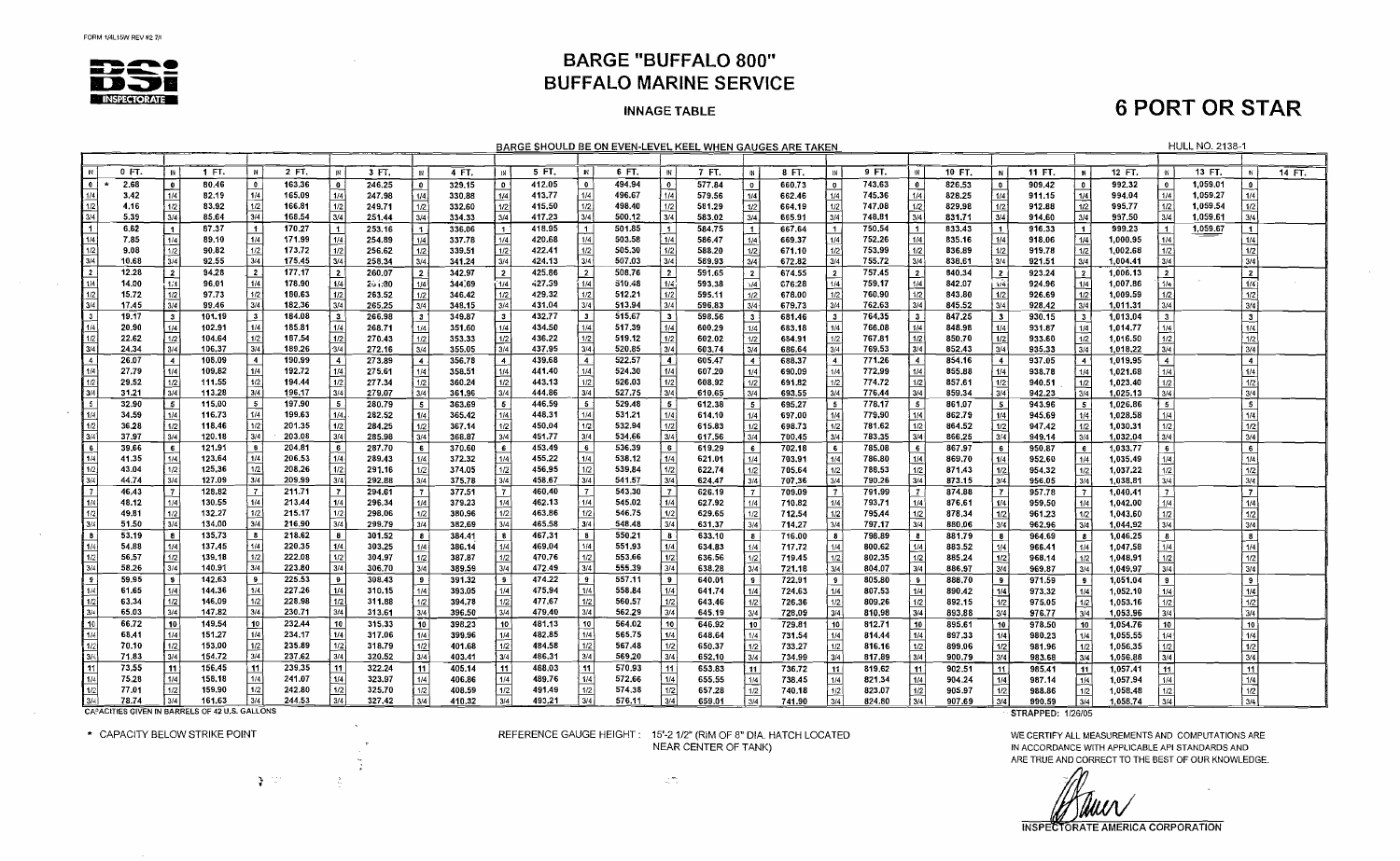FORM 1/4L15W REV #2 7/I

BSI INSPECTORATE

# BARGE "BUFFALO 800"
# BUFFALO MARINE SERVICE

## INNAGE TABLE

## 6 PORT OR STAR

BARGE SHOULD BE ON EVEN-LEVEL KEEL WHEN GAUGES ARE TAKEN

HULL NO. 2138-1

| IN | 0 FT. | IN | 1 FT. | IN | 2 FT. | IN | 3 FT. | IN | 4 FT. | IN | 5 FT. | IN | 6 FT. | IN | 7 FT. | IN | 8 FT. | IN | 9 FT. | IN | 10 FT. | IN | 11 FT. | IN | 12 FT. | IN | 13 FT. | IN | 14 FT. |
|---|---|---|---|---|---|---|---|---|---|---|---|---|---|---|---|---|---|---|---|---|---|---|---|---|---|---|---|---|---|
| 0 | * 2.68 | 0 | 80.46 | 0 | 163.36 | 0 | 246.25 | 0 | 329.15 | 0 | 412.05 | 0 | 494.94 | 0 | 577.84 | 0 | 660.73 | 0 | 743.63 | 0 | 826.53 | 0 | 909.42 | 0 | 992.32 | 0 | 1,059.01 | 0 | |
| 1/4 | 3.42 | 1/4 | 82.19 | 1/4 | 165.09 | 1/4 | 247.98 | 1/4 | 330.88 | 1/4 | 413.77 | 1/4 | 496.67 | 1/4 | 579.56 | 1/4 | 662.46 | 1/4 | 745.36 | 1/4 | 828.25 | 1/4 | 911.15 | 1/4 | 994.04 | 1/4 | 1,059.27 | 1/4 | |
| 1/2 | 4.16 | 1/2 | 83.92 | 1/2 | 166.81 | 1/2 | 249.71 | 1/2 | 332.60 | 1/2 | 415.50 | 1/2 | 498.40 | 1/2 | 581.29 | 1/2 | 664.19 | 1/2 | 747.08 | 1/2 | 829.98 | 1/2 | 912.88 | 1/2 | 995.77 | 1/2 | 1,059.54 | 1/2 | |
| 3/4 | 5.39 | 3/4 | 85.64 | 3/4 | 168.54 | 3/4 | 251.44 | 3/4 | 334.33 | 3/4 | 417.23 | 3/4 | 500.12 | 3/4 | 583.02 | 3/4 | 665.91 | 3/4 | 748.81 | 3/4 | 831.71 | 3/4 | 914.60 | 3/4 | 997.50 | 3/4 | 1,059.61 | 3/4 | |
| 1 | 6.62 | 1 | 87.37 | 1 | 170.27 | 1 | 253.16 | 1 | 336.06 | 1 | 418.95 | 1 | 501.85 | 1 | 584.75 | 1 | 667.64 | 1 | 750.54 | 1 | 833.43 | 1 | 916.33 | 1 | 999.23 | 1 | 1,059.67 | 1 | |
| 1/4 | 7.85 | 1/4 | 89.10 | 1/4 | 171.99 | 1/4 | 254.89 | 1/4 | 337.78 | 1/4 | 420.68 | 1/4 | 503.58 | 1/4 | 586.47 | 1/4 | 669.37 | 1/4 | 752.26 | 1/4 | 835.16 | 1/4 | 918.06 | 1/4 | 1,000.95 | 1/4 | | 1/4 | |
| 1/2 | 9.08 | 1/2 | 90.82 | 1/2 | 173.72 | 1/2 | 256.62 | 1/2 | 339.51 | 1/2 | 422.41 | 1/2 | 505.30 | 1/2 | 588.20 | 1/2 | 671.10 | 1/2 | 753.99 | 1/2 | 836.89 | 1/2 | 919.78 | 1/2 | 1,002.68 | 1/2 | | 1/2 | |
| 3/4 | 10.68 | 3/4 | 92.55 | 3/4 | 175.45 | 3/4 | 258.34 | 3/4 | 341.24 | 3/4 | 424.13 | 3/4 | 507.03 | 3/4 | 589.93 | 3/4 | 672.82 | 3/4 | 755.72 | 3/4 | 838.61 | 3/4 | 921.51 | 3/4 | 1,004.41 | 3/4 | | 3/4 | |
| 2 | 12.28 | 2 | 94.28 | 2 | 177.17 | 2 | 260.07 | 2 | 342.97 | 2 | 425.86 | 2 | 508.76 | 2 | 591.65 | 2 | 674.55 | 2 | 757.45 | 2 | 840.34 | 2 | 923.24 | 2 | 1,006.13 | 2 | | 2 | |
| 1/4 | 14.00 | 1/4 | 96.01 | 1/4 | 178.90 | 1/4 | 261.80 | 1/4 | 344.69 | 1/4 | 427.59 | 1/4 | 510.48 | 1/4 | 593.38 | 1/4 | 676.28 | 1/4 | 759.17 | 1/4 | 842.07 | 1/4 | 924.96 | 1/4 | 1,007.86 | 1/4 | | 1/4 | |
| 1/2 | 15.72 | 1/2 | 97.73 | 1/2 | 180.63 | 1/2 | 263.52 | 1/2 | 346.42 | 1/2 | 429.32 | 1/2 | 512.21 | 1/2 | 595.11 | 1/2 | 678.00 | 1/2 | 760.90 | 1/2 | 843.80 | 1/2 | 926.69 | 1/2 | 1,009.59 | 1/2 | | 1/2 | |
| 3/4 | 17.45 | 3/4 | 99.46 | 3/4 | 182.36 | 3/4 | 265.25 | 3/4 | 348.15 | 3/4 | 431.04 | 3/4 | 513.94 | 3/4 | 596.83 | 3/4 | 679.73 | 3/4 | 762.63 | 3/4 | 845.52 | 3/4 | 928.42 | 3/4 | 1,011.31 | 3/4 | | 3/4 | |
| 3 | 19.17 | 3 | 101.19 | 3 | 184.08 | 3 | 266.98 | 3 | 349.87 | 3 | 432.77 | 3 | 515.67 | 3 | 598.56 | 3 | 681.46 | 3 | 764.35 | 3 | 847.25 | 3 | 930.15 | 3 | 1,013.04 | 3 | | 3 | |
| 1/4 | 20.90 | 1/4 | 102.91 | 1/4 | 185.81 | 1/4 | 268.71 | 1/4 | 351.60 | 1/4 | 434.50 | 1/4 | 517.39 | 1/4 | 600.29 | 1/4 | 683.18 | 1/4 | 766.08 | 1/4 | 848.98 | 1/4 | 931.87 | 1/4 | 1,014.77 | 1/4 | | 1/4 | |
| 1/2 | 22.62 | 1/2 | 104.64 | 1/2 | 187.54 | 1/2 | 270.43 | 1/2 | 353.33 | 1/2 | 436.22 | 1/2 | 519.12 | 1/2 | 602.02 | 1/2 | 684.91 | 1/2 | 767.81 | 1/2 | 850.70 | 1/2 | 933.60 | 1/2 | 1,016.50 | 1/2 | | 1/2 | |
| 3/4 | 24.34 | 3/4 | 106.37 | 3/4 | 189.26 | 3/4 | 272.16 | 3/4 | 355.05 | 3/4 | 437.95 | 3/4 | 520.85 | 3/4 | 603.74 | 3/4 | 686.64 | 3/4 | 769.53 | 3/4 | 852.43 | 3/4 | 935.33 | 3/4 | 1,018.22 | 3/4 | | 3/4 | |
| 4 | 26.07 | 4 | 108.09 | 4 | 190.99 | 4 | 273.89 | 4 | 356.78 | 4 | 439.68 | 4 | 522.57 | 4 | 605.47 | 4 | 688.37 | 4 | 771.26 | 4 | 854.16 | 4 | 937.05 | 4 | 1,019.95 | 4 | | 4 | |
| 1/4 | 27.79 | 1/4 | 109.82 | 1/4 | 192.72 | 1/4 | 275.61 | 1/4 | 358.51 | 1/4 | 441.40 | 1/4 | 524.30 | 1/4 | 607.20 | 1/4 | 690.09 | 1/4 | 772.99 | 1/4 | 855.88 | 1/4 | 938.78 | 1/4 | 1,021.68 | 1/4 | | 1/4 | |
| 1/2 | 29.52 | 1/2 | 111.55 | 1/2 | 194.44 | 1/2 | 277.34 | 1/2 | 360.24 | 1/2 | 443.13 | 1/2 | 526.03 | 1/2 | 608.92 | 1/2 | 691.82 | 1/2 | 774.72 | 1/2 | 857.61 | 1/2 | 940.51 | 1/2 | 1,023.40 | 1/2 | | 1/2 | |
| 3/4 | 31.21 | 3/4 | 113.28 | 3/4 | 196.17 | 3/4 | 279.07 | 3/4 | 361.96 | 3/4 | 444.86 | 3/4 | 527.75 | 3/4 | 610.65 | 3/4 | 693.55 | 3/4 | 776.44 | 3/4 | 859.34 | 3/4 | 942.23 | 3/4 | 1,025.13 | 3/4 | | 3/4 | |
| 5 | 32.90 | 5 | 115.00 | 5 | 197.90 | 5 | 280.79 | 5 | 363.69 | 5 | 446.59 | 5 | 529.48 | 5 | 612.38 | 5 | 695.27 | 5 | 778.17 | 5 | 861.07 | 5 | 943.96 | 5 | 1,026.86 | 5 | | 5 | |
| 1/4 | 34.59 | 1/4 | 116.73 | 1/4 | 199.63 | 1/4 | 282.52 | 1/4 | 365.42 | 1/4 | 448.31 | 1/4 | 531.21 | 1/4 | 614.10 | 1/4 | 697.00 | 1/4 | 779.90 | 1/4 | 862.79 | 1/4 | 945.69 | 1/4 | 1,028.58 | 1/4 | | 1/4 | |
| 1/2 | 36.28 | 1/2 | 118.46 | 1/2 | 201.35 | 1/2 | 284.25 | 1/2 | 367.14 | 1/2 | 450.04 | 1/2 | 532.94 | 1/2 | 615.83 | 1/2 | 698.73 | 1/2 | 781.62 | 1/2 | 864.52 | 1/2 | 947.42 | 1/2 | 1,030.31 | 1/2 | | 1/2 | |
| 3/4 | 37.97 | 3/4 | 120.18 | 3/4 | 203.08 | 3/4 | 285.98 | 3/4 | 368.87 | 3/4 | 451.77 | 3/4 | 534.66 | 3/4 | 617.56 | 3/4 | 700.45 | 3/4 | 783.35 | 3/4 | 866.25 | 3/4 | 949.14 | 3/4 | 1,032.04 | 3/4 | | 3/4 | |
| 6 | 39.66 | 6 | 121.91 | 6 | 204.81 | 6 | 287.70 | 6 | 370.60 | 6 | 453.49 | 6 | 536.39 | 6 | 619.29 | 6 | 702.18 | 6 | 785.08 | 6 | 867.97 | 6 | 950.87 | 6 | 1,033.77 | 6 | | 6 | |
| 1/4 | 41.35 | 1/4 | 123.64 | 1/4 | 206.53 | 1/4 | 289.43 | 1/4 | 372.32 | 1/4 | 455.22 | 1/4 | 538.12 | 1/4 | 621.01 | 1/4 | 703.91 | 1/4 | 786.80 | 1/4 | 869.70 | 1/4 | 952.60 | 1/4 | 1,035.49 | 1/4 | | 1/4 | |
| 1/2 | 43.04 | 1/2 | 125.36 | 1/2 | 208.26 | 1/2 | 291.16 | 1/2 | 374.05 | 1/2 | 456.95 | 1/2 | 539.84 | 1/2 | 622.74 | 1/2 | 705.64 | 1/2 | 788.53 | 1/2 | 871.43 | 1/2 | 954.32 | 1/2 | 1,037.22 | 1/2 | | 1/2 | |
| 3/4 | 44.74 | 3/4 | 127.09 | 3/4 | 209.99 | 3/4 | 292.88 | 3/4 | 375.78 | 3/4 | 458.67 | 3/4 | 541.57 | 3/4 | 624.47 | 3/4 | 707.36 | 3/4 | 790.26 | 3/4 | 873.15 | 3/4 | 956.05 | 3/4 | 1,038.81 | 3/4 | | 3/4 | |
| 7 | 46.43 | 7 | 128.82 | 7 | 211.71 | 7 | 294.61 | 7 | 377.51 | 7 | 460.40 | 7 | 543.30 | 7 | 626.19 | 7 | 709.09 | 7 | 791.99 | 7 | 874.88 | 7 | 957.78 | 7 | 1,040.41 | 7 | | 7 | |
| 1/4 | 48.12 | 1/4 | 130.55 | 1/4 | 213.44 | 1/4 | 296.34 | 1/4 | 379.23 | 1/4 | 462.13 | 1/4 | 545.02 | 1/4 | 627.92 | 1/4 | 710.82 | 1/4 | 793.71 | 1/4 | 876.61 | 1/4 | 959.50 | 1/4 | 1,042.00 | 1/4 | | 1/4 | |
| 1/2 | 49.81 | 1/2 | 132.27 | 1/2 | 215.17 | 1/2 | 298.06 | 1/2 | 380.96 | 1/2 | 463.86 | 1/2 | 546.75 | 1/2 | 629.65 | 1/2 | 712.54 | 1/2 | 795.44 | 1/2 | 878.34 | 1/2 | 961.23 | 1/2 | 1,043.60 | 1/2 | | 1/2 | |
| 3/4 | 51.50 | 3/4 | 134.00 | 3/4 | 216.90 | 3/4 | 299.79 | 3/4 | 382.69 | 3/4 | 465.58 | 3/4 | 548.48 | 3/4 | 631.37 | 3/4 | 714.27 | 3/4 | 797.17 | 3/4 | 880.06 | 3/4 | 962.96 | 3/4 | 1,044.92 | 3/4 | | 3/4 | |
| 8 | 53.19 | 8 | 135.73 | 8 | 218.62 | 8 | 301.52 | 8 | 384.41 | 8 | 467.31 | 8 | 550.21 | 8 | 633.10 | 8 | 716.00 | 8 | 798.89 | 8 | 881.79 | 8 | 964.69 | 8 | 1,046.25 | 8 | | 8 | |
| 1/4 | 54.88 | 1/4 | 137.45 | 1/4 | 220.35 | 1/4 | 303.25 | 1/4 | 386.14 | 1/4 | 469.04 | 1/4 | 551.93 | 1/4 | 634.83 | 1/4 | 717.72 | 1/4 | 800.62 | 1/4 | 883.52 | 1/4 | 966.41 | 1/4 | 1,047.58 | 1/4 | | 1/4 | |
| 1/2 | 56.57 | 1/2 | 139.18 | 1/2 | 222.08 | 1/2 | 304.97 | 1/2 | 387.87 | 1/2 | 470.76 | 1/2 | 553.66 | 1/2 | 636.56 | 1/2 | 719.45 | 1/2 | 802.35 | 1/2 | 885.24 | 1/2 | 968.14 | 1/2 | 1,048.91 | 1/2 | | 1/2 | |
| 3/4 | 58.26 | 3/4 | 140.91 | 3/4 | 223.80 | 3/4 | 306.70 | 3/4 | 389.59 | 3/4 | 472.49 | 3/4 | 555.39 | 3/4 | 638.28 | 3/4 | 721.18 | 3/4 | 804.07 | 3/4 | 886.97 | 3/4 | 969.87 | 3/4 | 1,049.97 | 3/4 | | 3/4 | |
| 9 | 59.95 | 9 | 142.63 | 9 | 225.53 | 9 | 308.43 | 9 | 391.32 | 9 | 474.22 | 9 | 557.11 | 9 | 640.01 | 9 | 722.91 | 9 | 805.80 | 9 | 888.70 | 9 | 971.59 | 9 | 1,051.04 | 9 | | 9 | |
| 1/4 | 61.65 | 1/4 | 144.36 | 1/4 | 227.26 | 1/4 | 310.15 | 1/4 | 393.05 | 1/4 | 475.94 | 1/4 | 558.84 | 1/4 | 641.74 | 1/4 | 724.63 | 1/4 | 807.53 | 1/4 | 890.42 | 1/4 | 973.32 | 1/4 | 1,052.10 | 1/4 | | 1/4 | |
| 1/2 | 63.34 | 1/2 | 146.09 | 1/2 | 228.98 | 1/2 | 311.88 | 1/2 | 394.78 | 1/2 | 477.67 | 1/2 | 560.57 | 1/2 | 643.46 | 1/2 | 726.36 | 1/2 | 809.26 | 1/2 | 892.15 | 1/2 | 975.05 | 1/2 | 1,053.16 | 1/2 | | 1/2 | |
| 3/4 | 65.03 | 3/4 | 147.82 | 3/4 | 230.71 | 3/4 | 313.61 | 3/4 | 396.50 | 3/4 | 479.40 | 3/4 | 562.29 | 3/4 | 645.19 | 3/4 | 728.09 | 3/4 | 810.98 | 3/4 | 893.88 | 3/4 | 976.77 | 3/4 | 1,053.96 | 3/4 | | 3/4 | |
| 10 | 66.72 | 10 | 149.54 | 10 | 232.44 | 10 | 315.33 | 10 | 398.23 | 10 | 481.13 | 10 | 564.02 | 10 | 646.92 | 10 | 729.81 | 10 | 812.71 | 10 | 895.61 | 10 | 978.50 | 10 | 1,054.76 | 10 | | 10 | |
| 1/4 | 68.41 | 1/4 | 151.27 | 1/4 | 234.17 | 1/4 | 317.06 | 1/4 | 399.96 | 1/4 | 482.85 | 1/4 | 565.75 | 1/4 | 648.64 | 1/4 | 731.54 | 1/4 | 814.44 | 1/4 | 897.33 | 1/4 | 980.23 | 1/4 | 1,055.55 | 1/4 | | 1/4 | |
| 1/2 | 70.10 | 1/2 | 153.00 | 1/2 | 235.89 | 1/2 | 318.79 | 1/2 | 401.68 | 1/2 | 484.58 | 1/2 | 567.48 | 1/2 | 650.37 | 1/2 | 733.27 | 1/2 | 816.16 | 1/2 | 899.06 | 1/2 | 981.96 | 1/2 | 1,056.35 | 1/2 | | 1/2 | |
| 3/4 | 71.83 | 3/4 | 154.72 | 3/4 | 237.62 | 3/4 | 320.52 | 3/4 | 403.41 | 3/4 | 486.31 | 3/4 | 569.20 | 3/4 | 652.10 | 3/4 | 734.99 | 3/4 | 817.89 | 3/4 | 900.79 | 3/4 | 983.68 | 3/4 | 1,056.88 | 3/4 | | 3/4 | |
| 11 | 73.55 | 11 | 156.45 | 11 | 239.35 | 11 | 322.24 | 11 | 405.14 | 11 | 488.03 | 11 | 570.93 | 11 | 653.83 | 11 | 736.72 | 11 | 819.62 | 11 | 902.51 | 11 | 985.41 | 11 | 1,057.41 | 11 | | 11 | |
| 1/4 | 75.28 | 1/4 | 158.18 | 1/4 | 241.07 | 1/4 | 323.97 | 1/4 | 406.86 | 1/4 | 489.76 | 1/4 | 572.66 | 1/4 | 655.55 | 1/4 | 738.45 | 1/4 | 821.34 | 1/4 | 904.24 | 1/4 | 987.14 | 1/4 | 1,057.94 | 1/4 | | 1/4 | |
| 1/2 | 77.01 | 1/2 | 159.90 | 1/2 | 242.80 | 1/2 | 325.70 | 1/2 | 408.59 | 1/2 | 491.49 | 1/2 | 574.38 | 1/2 | 657.28 | 1/2 | 740.18 | 1/2 | 823.07 | 1/2 | 905.97 | 1/2 | 988.86 | 1/2 | 1,058.48 | 1/2 | | 1/2 | |
| 3/4 | 78.74 | 3/4 | 161.63 | 3/4 | 244.53 | 3/4 | 327.42 | 3/4 | 410.32 | 3/4 | 493.21 | 3/4 | 576.11 | 3/4 | 659.01 | 3/4 | 741.90 | 3/4 | 824.80 | 3/4 | 907.69 | 3/4 | 990.59 | 3/4 | 1,058.74 | 3/4 | | 3/4 | |

CAPACITIES GIVEN IN BARRELS OF 42 U.S. GALLONS

STRAPPED: 1/26/05

\* CAPACITY BELOW STRIKE POINT

REFERENCE GAUGE HEIGHT : 15'-2 1/2" (RIM OF 8" DIA. HATCH LOCATED NEAR CENTER OF TANK)

WE CERTIFY ALL MEASUREMENTS AND COMPUTATIONS ARE IN ACCORDANCE WITH APPLICABLE API STANDARDS AND ARE TRUE AND CORRECT TO THE BEST OF OUR KNOWLEDGE.

INSPECTORATE AMERICA CORPORATION